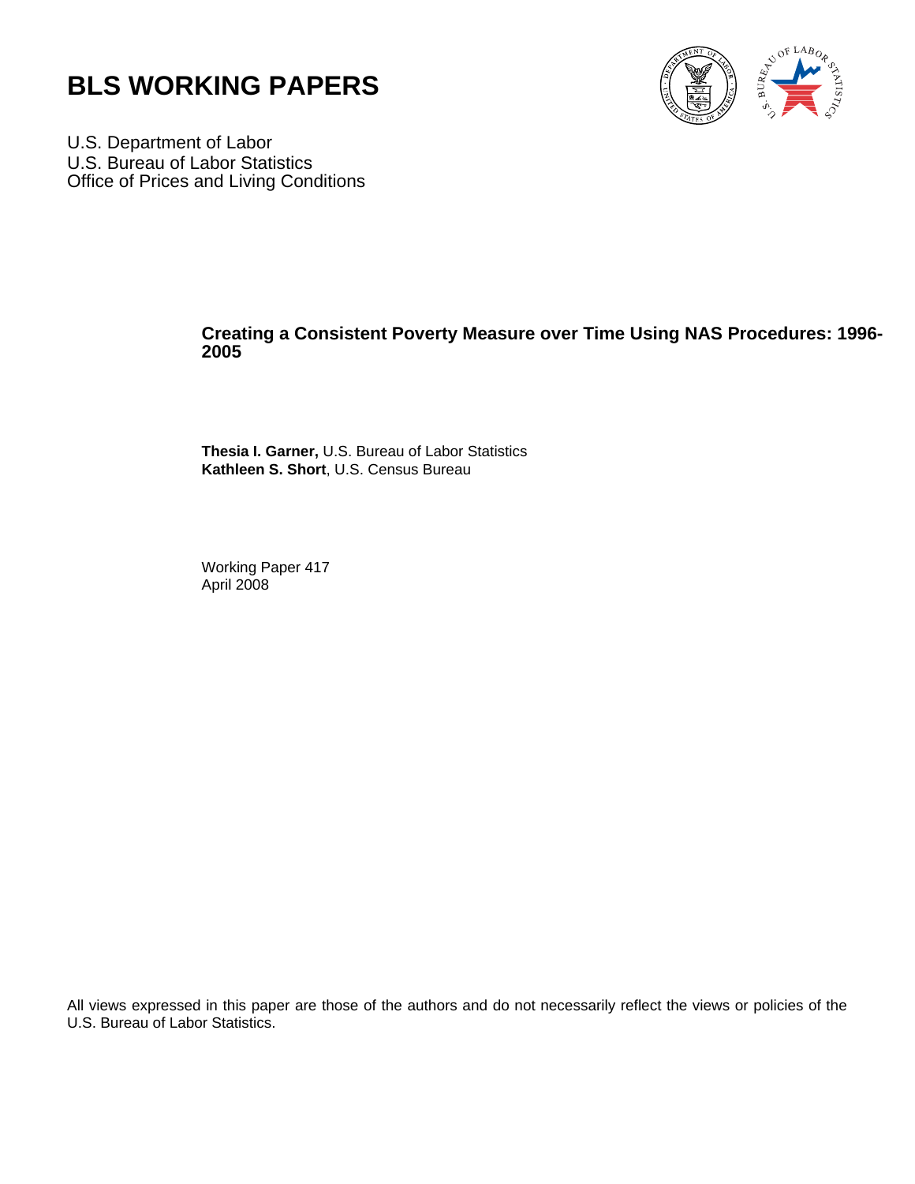# BLS WORKING PAPERS

U.S. Department of Labor
U.S. Bureau of Labor Statistics
Office of Prices and Living Conditions

## Creating a Consistent Poverty Measure over Time Using NAS Procedures: 1996-2005

**Thesia I. Garner,** U.S. Bureau of Labor Statistics
**Kathleen S. Short**, U.S. Census Bureau

Working Paper 417
April 2008

All views expressed in this paper are those of the authors and do not necessarily reflect the views or policies of the U.S. Bureau of Labor Statistics.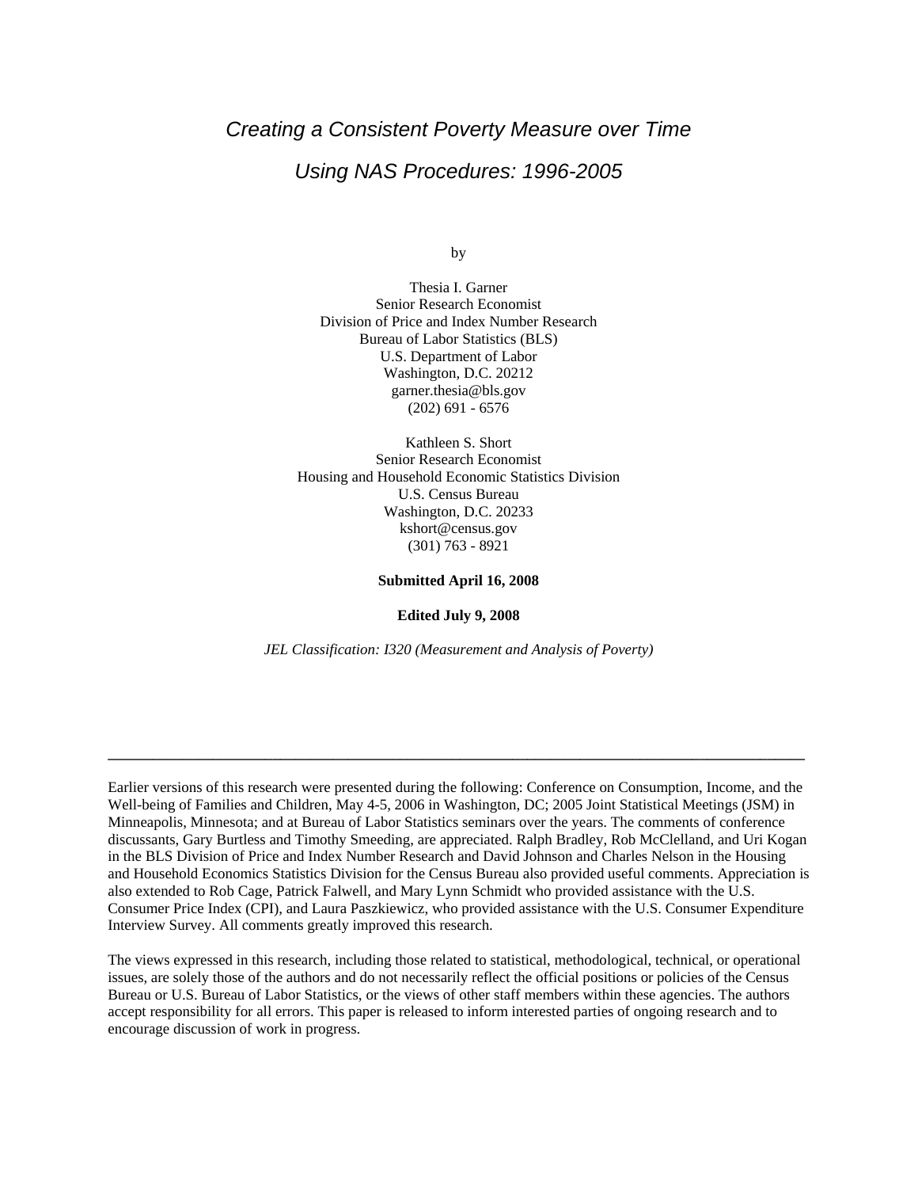# *Creating a Consistent Poverty Measure over Time Using NAS Procedures: 1996-2005*

by

Thesia I. Garner
Senior Research Economist
Division of Price and Index Number Research
Bureau of Labor Statistics (BLS)
U.S. Department of Labor
Washington, D.C. 20212
garner.thesia@bls.gov
(202) 691 - 6576

Kathleen S. Short
Senior Research Economist
Housing and Household Economic Statistics Division
U.S. Census Bureau
Washington, D.C. 20233
kshort@census.gov
(301) 763 - 8921

**Submitted April 16, 2008**

**Edited July 9, 2008**

*JEL Classification: I320 (Measurement and Analysis of Poverty)*

---

Earlier versions of this research were presented during the following: Conference on Consumption, Income, and the Well-being of Families and Children, May 4-5, 2006 in Washington, DC; 2005 Joint Statistical Meetings (JSM) in Minneapolis, Minnesota; and at Bureau of Labor Statistics seminars over the years. The comments of conference discussants, Gary Burtless and Timothy Smeeding, are appreciated. Ralph Bradley, Rob McClelland, and Uri Kogan in the BLS Division of Price and Index Number Research and David Johnson and Charles Nelson in the Housing and Household Economics Statistics Division for the Census Bureau also provided useful comments. Appreciation is also extended to Rob Cage, Patrick Falwell, and Mary Lynn Schmidt who provided assistance with the U.S. Consumer Price Index (CPI), and Laura Paszkiewicz, who provided assistance with the U.S. Consumer Expenditure Interview Survey. All comments greatly improved this research.

The views expressed in this research, including those related to statistical, methodological, technical, or operational issues, are solely those of the authors and do not necessarily reflect the official positions or policies of the Census Bureau or U.S. Bureau of Labor Statistics, or the views of other staff members within these agencies. The authors accept responsibility for all errors. This paper is released to inform interested parties of ongoing research and to encourage discussion of work in progress.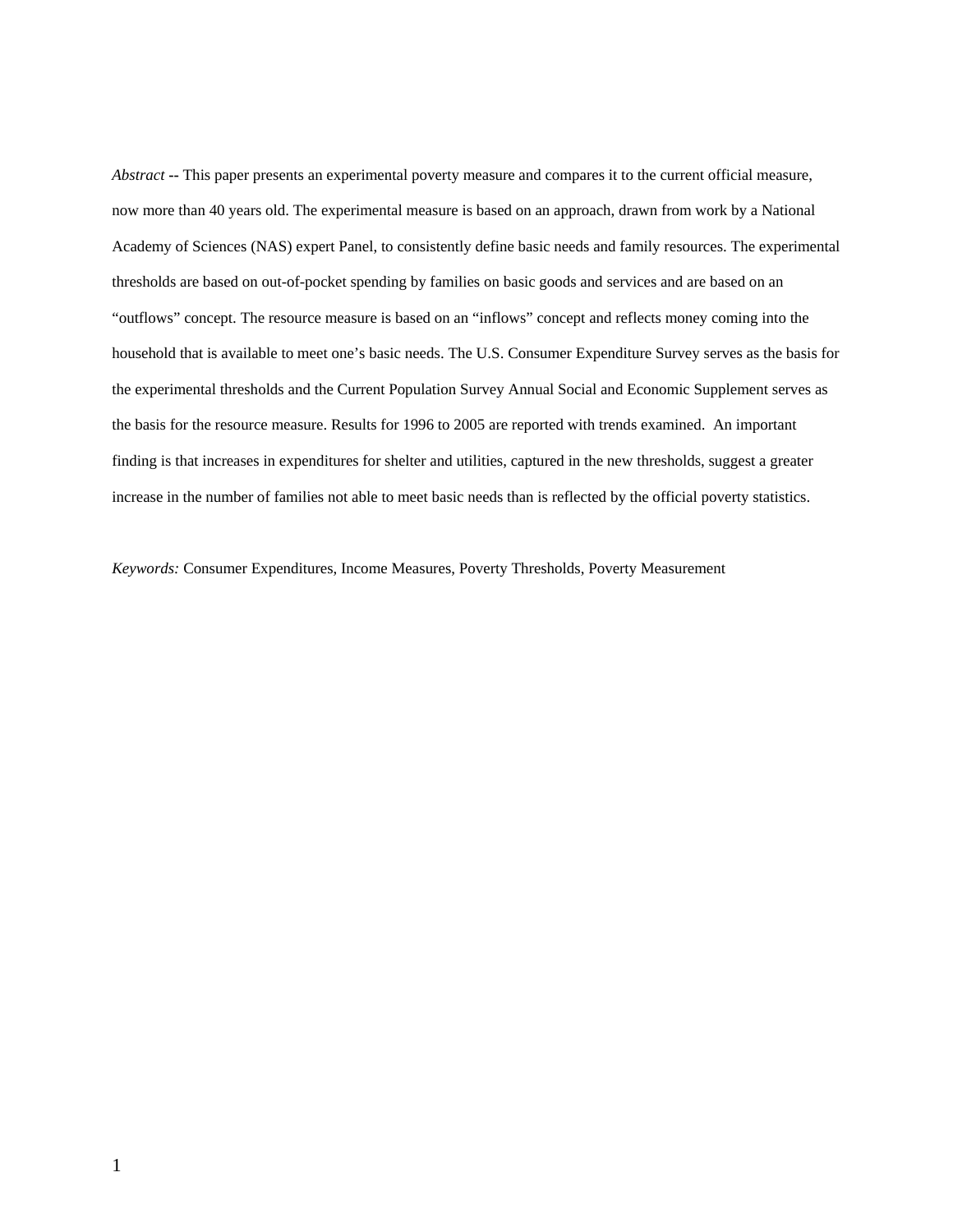*Abstract* -- This paper presents an experimental poverty measure and compares it to the current official measure, now more than 40 years old. The experimental measure is based on an approach, drawn from work by a National Academy of Sciences (NAS) expert Panel, to consistently define basic needs and family resources. The experimental thresholds are based on out-of-pocket spending by families on basic goods and services and are based on an "outflows" concept. The resource measure is based on an "inflows" concept and reflects money coming into the household that is available to meet one's basic needs. The U.S. Consumer Expenditure Survey serves as the basis for the experimental thresholds and the Current Population Survey Annual Social and Economic Supplement serves as the basis for the resource measure. Results for 1996 to 2005 are reported with trends examined. An important finding is that increases in expenditures for shelter and utilities, captured in the new thresholds, suggest a greater increase in the number of families not able to meet basic needs than is reflected by the official poverty statistics.

*Keywords:* Consumer Expenditures, Income Measures, Poverty Thresholds, Poverty Measurement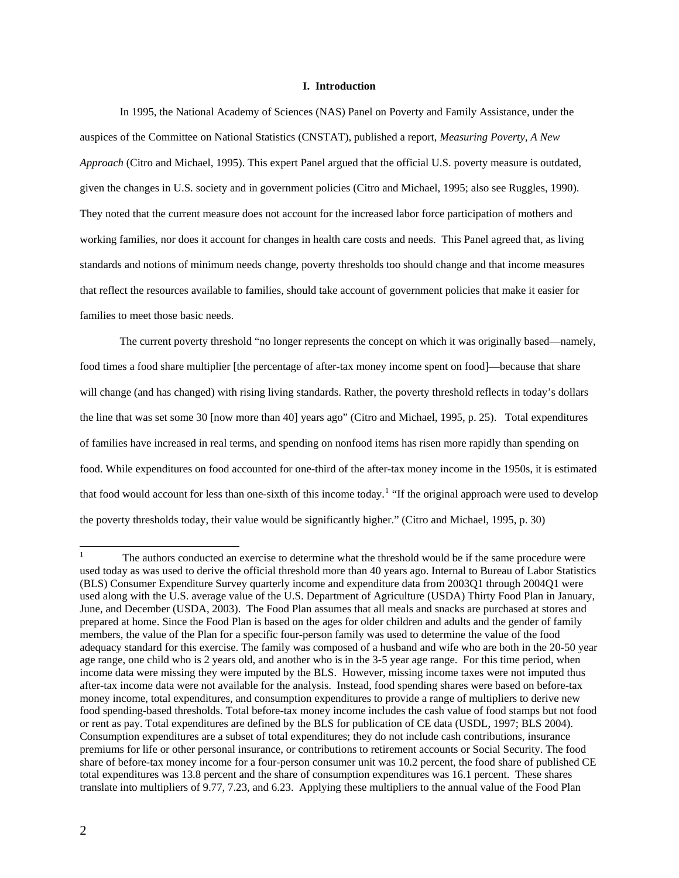## I. Introduction

In 1995, the National Academy of Sciences (NAS) Panel on Poverty and Family Assistance, under the auspices of the Committee on National Statistics (CNSTAT), published a report, *Measuring Poverty, A New Approach* (Citro and Michael, 1995). This expert Panel argued that the official U.S. poverty measure is outdated, given the changes in U.S. society and in government policies (Citro and Michael, 1995; also see Ruggles, 1990). They noted that the current measure does not account for the increased labor force participation of mothers and working families, nor does it account for changes in health care costs and needs. This Panel agreed that, as living standards and notions of minimum needs change, poverty thresholds too should change and that income measures that reflect the resources available to families, should take account of government policies that make it easier for families to meet those basic needs.

The current poverty threshold "no longer represents the concept on which it was originally based—namely, food times a food share multiplier [the percentage of after-tax money income spent on food]—because that share will change (and has changed) with rising living standards. Rather, the poverty threshold reflects in today's dollars the line that was set some 30 [now more than 40] years ago" (Citro and Michael, 1995, p. 25). Total expenditures of families have increased in real terms, and spending on nonfood items has risen more rapidly than spending on food. While expenditures on food accounted for one-third of the after-tax money income in the 1950s, it is estimated that food would account for less than one-sixth of this income today.[1] "If the original approach were used to develop the poverty thresholds today, their value would be significantly higher." (Citro and Michael, 1995, p. 30)

---

[1] The authors conducted an exercise to determine what the threshold would be if the same procedure were used today as was used to derive the official threshold more than 40 years ago. Internal to Bureau of Labor Statistics (BLS) Consumer Expenditure Survey quarterly income and expenditure data from 2003Q1 through 2004Q1 were used along with the U.S. average value of the U.S. Department of Agriculture (USDA) Thirty Food Plan in January, June, and December (USDA, 2003). The Food Plan assumes that all meals and snacks are purchased at stores and prepared at home. Since the Food Plan is based on the ages for older children and adults and the gender of family members, the value of the Plan for a specific four-person family was used to determine the value of the food adequacy standard for this exercise. The family was composed of a husband and wife who are both in the 20-50 year age range, one child who is 2 years old, and another who is in the 3-5 year age range. For this time period, when income data were missing they were imputed by the BLS. However, missing income taxes were not imputed thus after-tax income data were not available for the analysis. Instead, food spending shares were based on before-tax money income, total expenditures, and consumption expenditures to provide a range of multipliers to derive new food spending-based thresholds. Total before-tax money income includes the cash value of food stamps but not food or rent as pay. Total expenditures are defined by the BLS for publication of CE data (USDL, 1997; BLS 2004). Consumption expenditures are a subset of total expenditures; they do not include cash contributions, insurance premiums for life or other personal insurance, or contributions to retirement accounts or Social Security. The food share of before-tax money income for a four-person consumer unit was 10.2 percent, the food share of published CE total expenditures was 13.8 percent and the share of consumption expenditures was 16.1 percent. These shares translate into multipliers of 9.77, 7.23, and 6.23. Applying these multipliers to the annual value of the Food Plan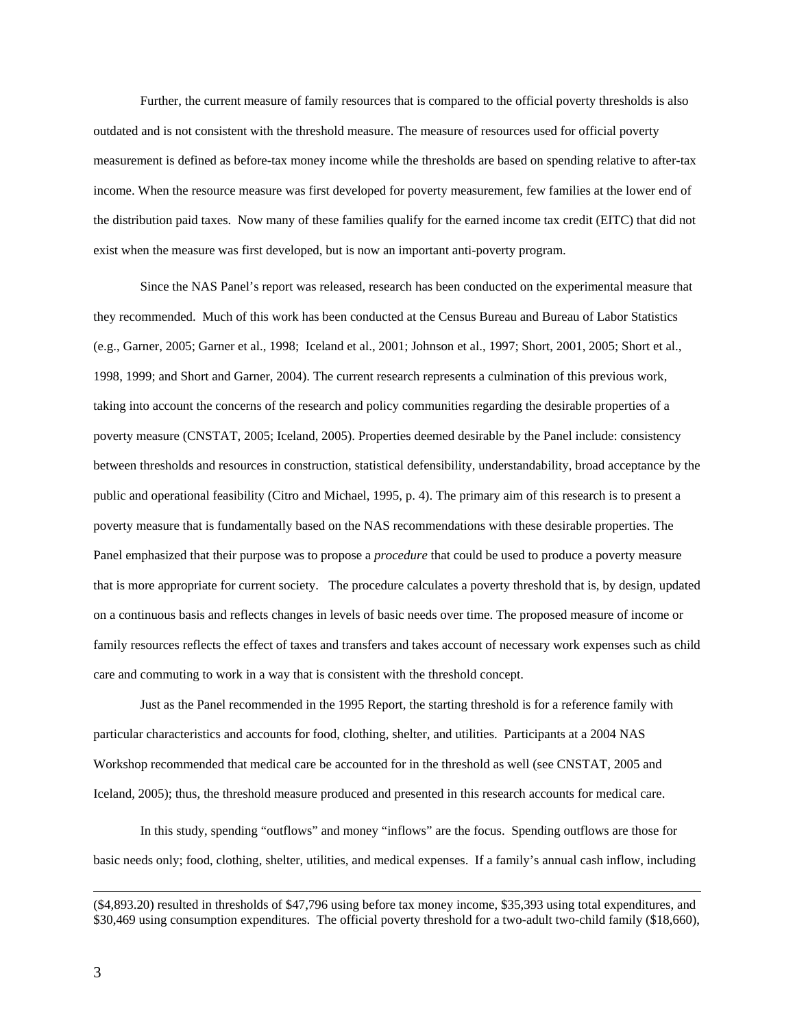Further, the current measure of family resources that is compared to the official poverty thresholds is also outdated and is not consistent with the threshold measure. The measure of resources used for official poverty measurement is defined as before-tax money income while the thresholds are based on spending relative to after-tax income. When the resource measure was first developed for poverty measurement, few families at the lower end of the distribution paid taxes. Now many of these families qualify for the earned income tax credit (EITC) that did not exist when the measure was first developed, but is now an important anti-poverty program.

Since the NAS Panel's report was released, research has been conducted on the experimental measure that they recommended. Much of this work has been conducted at the Census Bureau and Bureau of Labor Statistics (e.g., Garner, 2005; Garner et al., 1998; Iceland et al., 2001; Johnson et al., 1997; Short, 2001, 2005; Short et al., 1998, 1999; and Short and Garner, 2004). The current research represents a culmination of this previous work, taking into account the concerns of the research and policy communities regarding the desirable properties of a poverty measure (CNSTAT, 2005; Iceland, 2005). Properties deemed desirable by the Panel include: consistency between thresholds and resources in construction, statistical defensibility, understandability, broad acceptance by the public and operational feasibility (Citro and Michael, 1995, p. 4). The primary aim of this research is to present a poverty measure that is fundamentally based on the NAS recommendations with these desirable properties. The Panel emphasized that their purpose was to propose a *procedure* that could be used to produce a poverty measure that is more appropriate for current society. The procedure calculates a poverty threshold that is, by design, updated on a continuous basis and reflects changes in levels of basic needs over time. The proposed measure of income or family resources reflects the effect of taxes and transfers and takes account of necessary work expenses such as child care and commuting to work in a way that is consistent with the threshold concept.

Just as the Panel recommended in the 1995 Report, the starting threshold is for a reference family with particular characteristics and accounts for food, clothing, shelter, and utilities. Participants at a 2004 NAS Workshop recommended that medical care be accounted for in the threshold as well (see CNSTAT, 2005 and Iceland, 2005); thus, the threshold measure produced and presented in this research accounts for medical care.

In this study, spending "outflows" and money "inflows" are the focus. Spending outflows are those for basic needs only; food, clothing, shelter, utilities, and medical expenses. If a family's annual cash inflow, including

($4,893.20) resulted in thresholds of $47,796 using before tax money income, $35,393 using total expenditures, and $30,469 using consumption expenditures. The official poverty threshold for a two-adult two-child family ($18,660),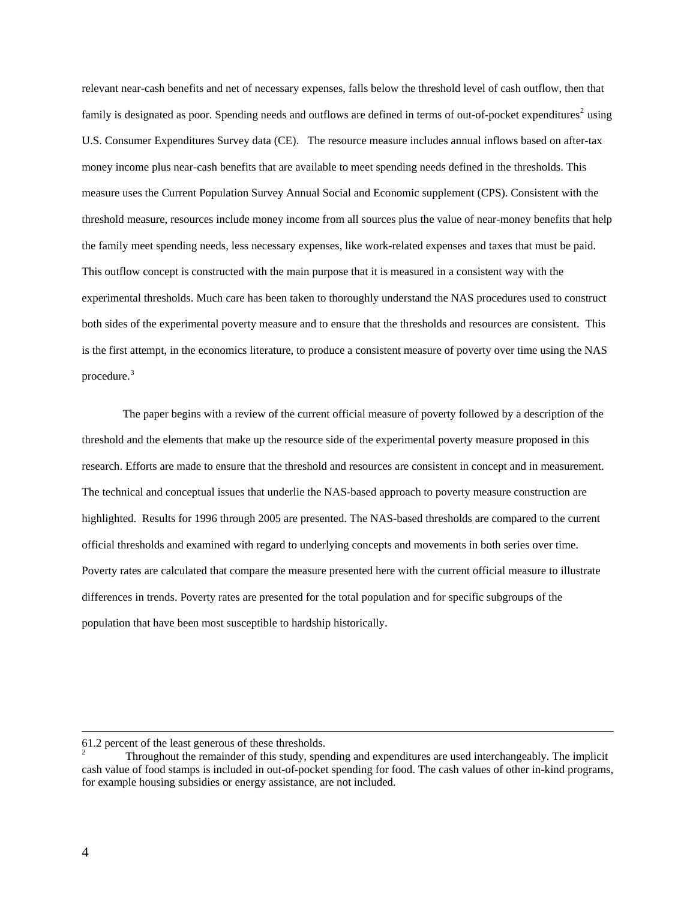relevant near-cash benefits and net of necessary expenses, falls below the threshold level of cash outflow, then that family is designated as poor. Spending needs and outflows are defined in terms of out-of-pocket expenditures[2] using U.S. Consumer Expenditures Survey data (CE). The resource measure includes annual inflows based on after-tax money income plus near-cash benefits that are available to meet spending needs defined in the thresholds. This measure uses the Current Population Survey Annual Social and Economic supplement (CPS). Consistent with the threshold measure, resources include money income from all sources plus the value of near-money benefits that help the family meet spending needs, less necessary expenses, like work-related expenses and taxes that must be paid. This outflow concept is constructed with the main purpose that it is measured in a consistent way with the experimental thresholds. Much care has been taken to thoroughly understand the NAS procedures used to construct both sides of the experimental poverty measure and to ensure that the thresholds and resources are consistent. This is the first attempt, in the economics literature, to produce a consistent measure of poverty over time using the NAS procedure.[3]

The paper begins with a review of the current official measure of poverty followed by a description of the threshold and the elements that make up the resource side of the experimental poverty measure proposed in this research. Efforts are made to ensure that the threshold and resources are consistent in concept and in measurement. The technical and conceptual issues that underlie the NAS-based approach to poverty measure construction are highlighted. Results for 1996 through 2005 are presented. The NAS-based thresholds are compared to the current official thresholds and examined with regard to underlying concepts and movements in both series over time. Poverty rates are calculated that compare the measure presented here with the current official measure to illustrate differences in trends. Poverty rates are presented for the total population and for specific subgroups of the population that have been most susceptible to hardship historically.

---

61.2 percent of the least generous of these thresholds.

[2] Throughout the remainder of this study, spending and expenditures are used interchangeably. The implicit cash value of food stamps is included in out-of-pocket spending for food. The cash values of other in-kind programs, for example housing subsidies or energy assistance, are not included.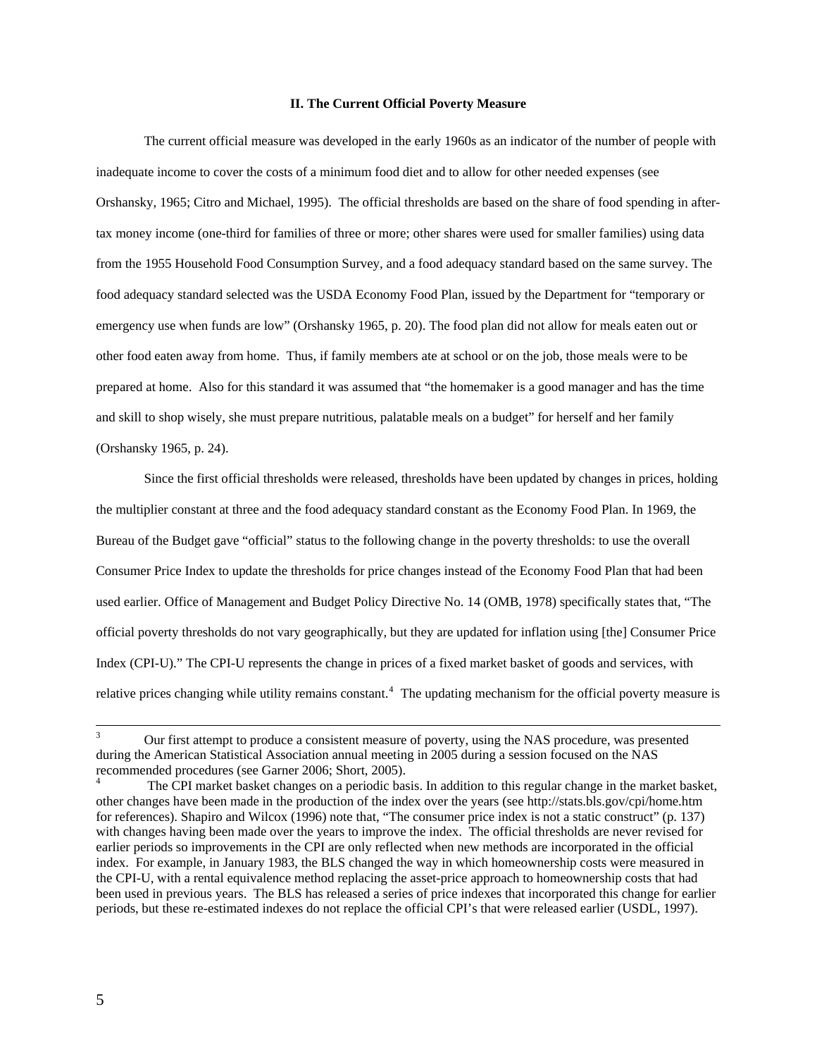### II. The Current Official Poverty Measure

The current official measure was developed in the early 1960s as an indicator of the number of people with inadequate income to cover the costs of a minimum food diet and to allow for other needed expenses (see Orshansky, 1965; Citro and Michael, 1995). The official thresholds are based on the share of food spending in after-tax money income (one-third for families of three or more; other shares were used for smaller families) using data from the 1955 Household Food Consumption Survey, and a food adequacy standard based on the same survey. The food adequacy standard selected was the USDA Economy Food Plan, issued by the Department for "temporary or emergency use when funds are low" (Orshansky 1965, p. 20). The food plan did not allow for meals eaten out or other food eaten away from home. Thus, if family members ate at school or on the job, those meals were to be prepared at home. Also for this standard it was assumed that "the homemaker is a good manager and has the time and skill to shop wisely, she must prepare nutritious, palatable meals on a budget" for herself and her family (Orshansky 1965, p. 24).

Since the first official thresholds were released, thresholds have been updated by changes in prices, holding the multiplier constant at three and the food adequacy standard constant as the Economy Food Plan. In 1969, the Bureau of the Budget gave "official" status to the following change in the poverty thresholds: to use the overall Consumer Price Index to update the thresholds for price changes instead of the Economy Food Plan that had been used earlier. Office of Management and Budget Policy Directive No. 14 (OMB, 1978) specifically states that, "The official poverty thresholds do not vary geographically, but they are updated for inflation using [the] Consumer Price Index (CPI-U)." The CPI-U represents the change in prices of a fixed market basket of goods and services, with relative prices changing while utility remains constant.[4] The updating mechanism for the official poverty measure is

---

[3] Our first attempt to produce a consistent measure of poverty, using the NAS procedure, was presented during the American Statistical Association annual meeting in 2005 during a session focused on the NAS recommended procedures (see Garner 2006; Short, 2005).

[4] The CPI market basket changes on a periodic basis. In addition to this regular change in the market basket, other changes have been made in the production of the index over the years (see http://stats.bls.gov/cpi/home.htm for references). Shapiro and Wilcox (1996) note that, "The consumer price index is not a static construct" (p. 137) with changes having been made over the years to improve the index. The official thresholds are never revised for earlier periods so improvements in the CPI are only reflected when new methods are incorporated in the official index. For example, in January 1983, the BLS changed the way in which homeownership costs were measured in the CPI-U, with a rental equivalence method replacing the asset-price approach to homeownership costs that had been used in previous years. The BLS has released a series of price indexes that incorporated this change for earlier periods, but these re-estimated indexes do not replace the official CPI's that were released earlier (USDL, 1997).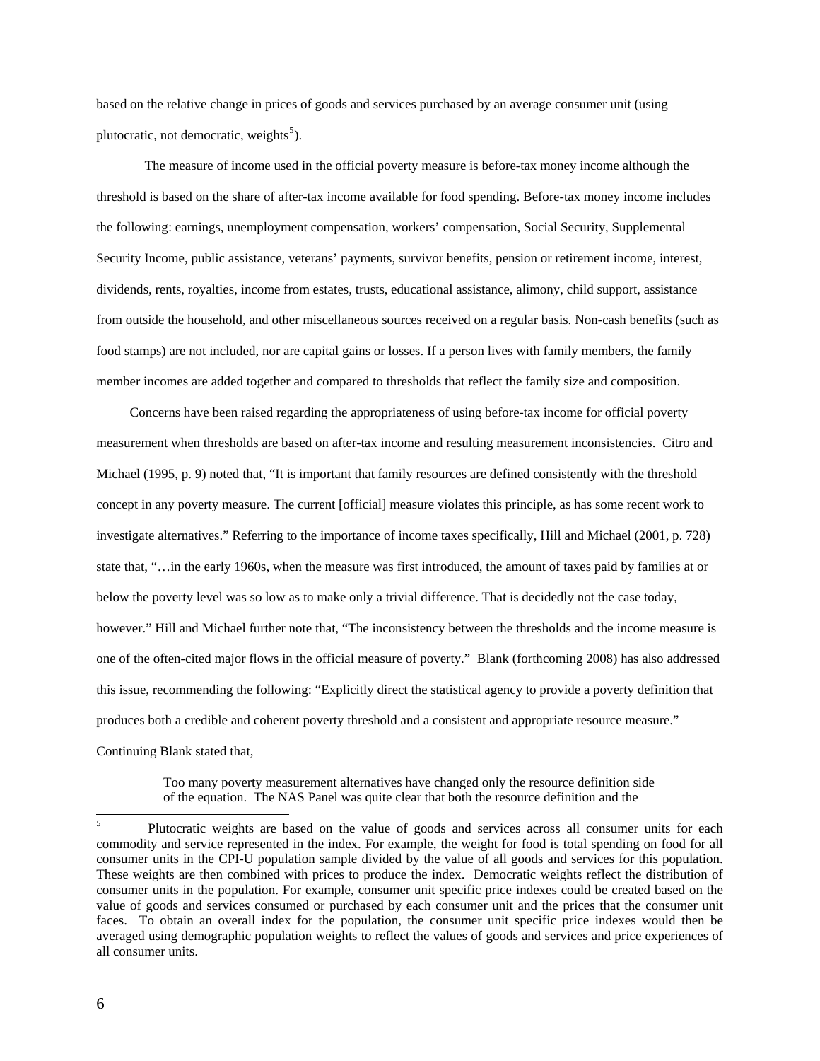based on the relative change in prices of goods and services purchased by an average consumer unit (using plutocratic, not democratic, weights[5]).

The measure of income used in the official poverty measure is before-tax money income although the threshold is based on the share of after-tax income available for food spending. Before-tax money income includes the following: earnings, unemployment compensation, workers' compensation, Social Security, Supplemental Security Income, public assistance, veterans' payments, survivor benefits, pension or retirement income, interest, dividends, rents, royalties, income from estates, trusts, educational assistance, alimony, child support, assistance from outside the household, and other miscellaneous sources received on a regular basis. Non-cash benefits (such as food stamps) are not included, nor are capital gains or losses. If a person lives with family members, the family member incomes are added together and compared to thresholds that reflect the family size and composition.

Concerns have been raised regarding the appropriateness of using before-tax income for official poverty measurement when thresholds are based on after-tax income and resulting measurement inconsistencies. Citro and Michael (1995, p. 9) noted that, "It is important that family resources are defined consistently with the threshold concept in any poverty measure. The current [official] measure violates this principle, as has some recent work to investigate alternatives." Referring to the importance of income taxes specifically, Hill and Michael (2001, p. 728) state that, "…in the early 1960s, when the measure was first introduced, the amount of taxes paid by families at or below the poverty level was so low as to make only a trivial difference. That is decidedly not the case today, however." Hill and Michael further note that, "The inconsistency between the thresholds and the income measure is one of the often-cited major flows in the official measure of poverty." Blank (forthcoming 2008) has also addressed this issue, recommending the following: "Explicitly direct the statistical agency to provide a poverty definition that produces both a credible and coherent poverty threshold and a consistent and appropriate resource measure." Continuing Blank stated that,

> Too many poverty measurement alternatives have changed only the resource definition side of the equation. The NAS Panel was quite clear that both the resource definition and the

[5] Plutocratic weights are based on the value of goods and services across all consumer units for each commodity and service represented in the index. For example, the weight for food is total spending on food for all consumer units in the CPI-U population sample divided by the value of all goods and services for this population. These weights are then combined with prices to produce the index. Democratic weights reflect the distribution of consumer units in the population. For example, consumer unit specific price indexes could be created based on the value of goods and services consumed or purchased by each consumer unit and the prices that the consumer unit faces. To obtain an overall index for the population, the consumer unit specific price indexes would then be averaged using demographic population weights to reflect the values of goods and services and price experiences of all consumer units.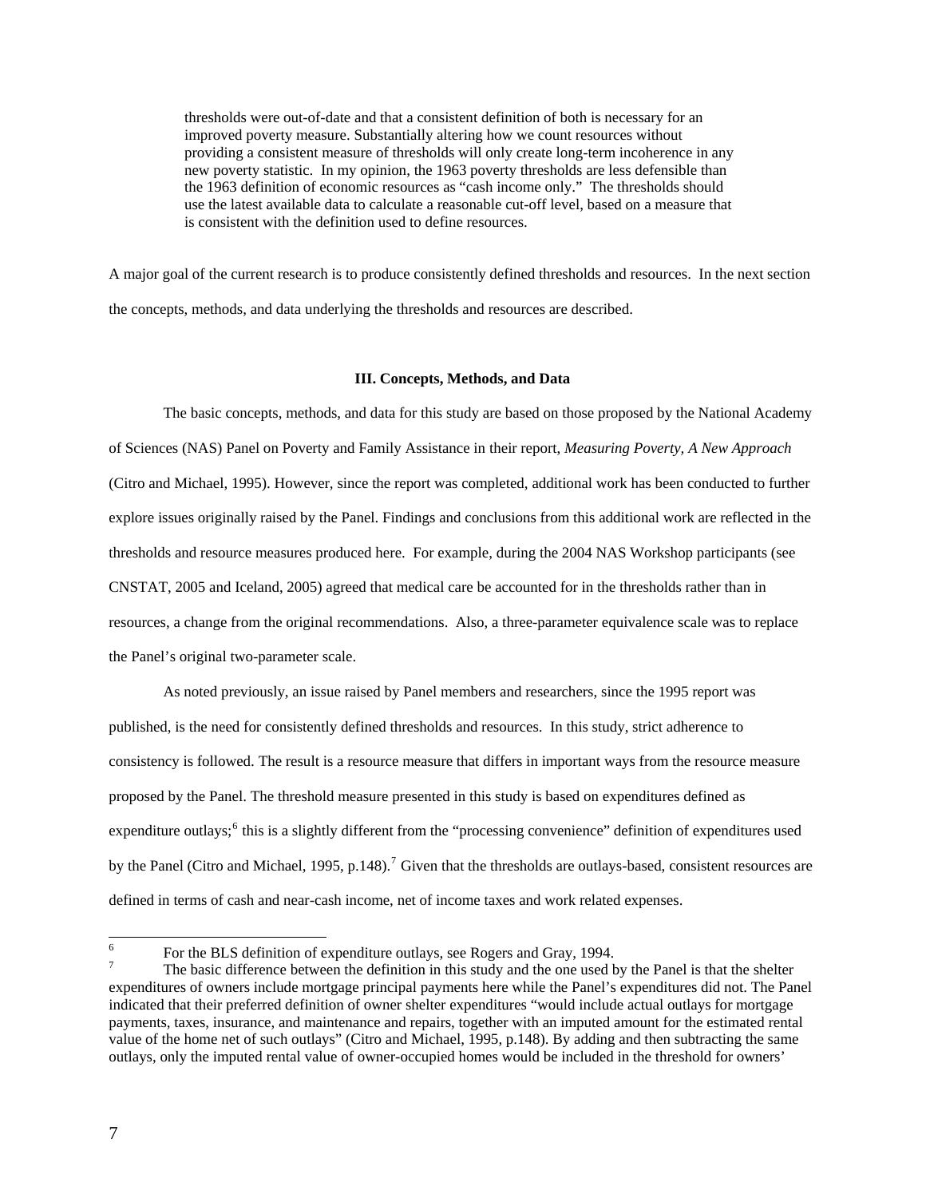> thresholds were out-of-date and that a consistent definition of both is necessary for an improved poverty measure. Substantially altering how we count resources without providing a consistent measure of thresholds will only create long-term incoherence in any new poverty statistic. In my opinion, the 1963 poverty thresholds are less defensible than the 1963 definition of economic resources as "cash income only." The thresholds should use the latest available data to calculate a reasonable cut-off level, based on a measure that is consistent with the definition used to define resources.

A major goal of the current research is to produce consistently defined thresholds and resources. In the next section the concepts, methods, and data underlying the thresholds and resources are described.

## III. Concepts, Methods, and Data

The basic concepts, methods, and data for this study are based on those proposed by the National Academy of Sciences (NAS) Panel on Poverty and Family Assistance in their report, *Measuring Poverty, A New Approach* (Citro and Michael, 1995). However, since the report was completed, additional work has been conducted to further explore issues originally raised by the Panel. Findings and conclusions from this additional work are reflected in the thresholds and resource measures produced here. For example, during the 2004 NAS Workshop participants (see CNSTAT, 2005 and Iceland, 2005) agreed that medical care be accounted for in the thresholds rather than in resources, a change from the original recommendations. Also, a three-parameter equivalence scale was to replace the Panel's original two-parameter scale.

As noted previously, an issue raised by Panel members and researchers, since the 1995 report was published, is the need for consistently defined thresholds and resources. In this study, strict adherence to consistency is followed. The result is a resource measure that differs in important ways from the resource measure proposed by the Panel. The threshold measure presented in this study is based on expenditures defined as expenditure outlays;[6] this is a slightly different from the "processing convenience" definition of expenditures used by the Panel (Citro and Michael, 1995, p.148).[7] Given that the thresholds are outlays-based, consistent resources are defined in terms of cash and near-cash income, net of income taxes and work related expenses.

---

[6] For the BLS definition of expenditure outlays, see Rogers and Gray, 1994.

[7] The basic difference between the definition in this study and the one used by the Panel is that the shelter expenditures of owners include mortgage principal payments here while the Panel's expenditures did not. The Panel indicated that their preferred definition of owner shelter expenditures "would include actual outlays for mortgage payments, taxes, insurance, and maintenance and repairs, together with an imputed amount for the estimated rental value of the home net of such outlays" (Citro and Michael, 1995, p.148). By adding and then subtracting the same outlays, only the imputed rental value of owner-occupied homes would be included in the threshold for owners'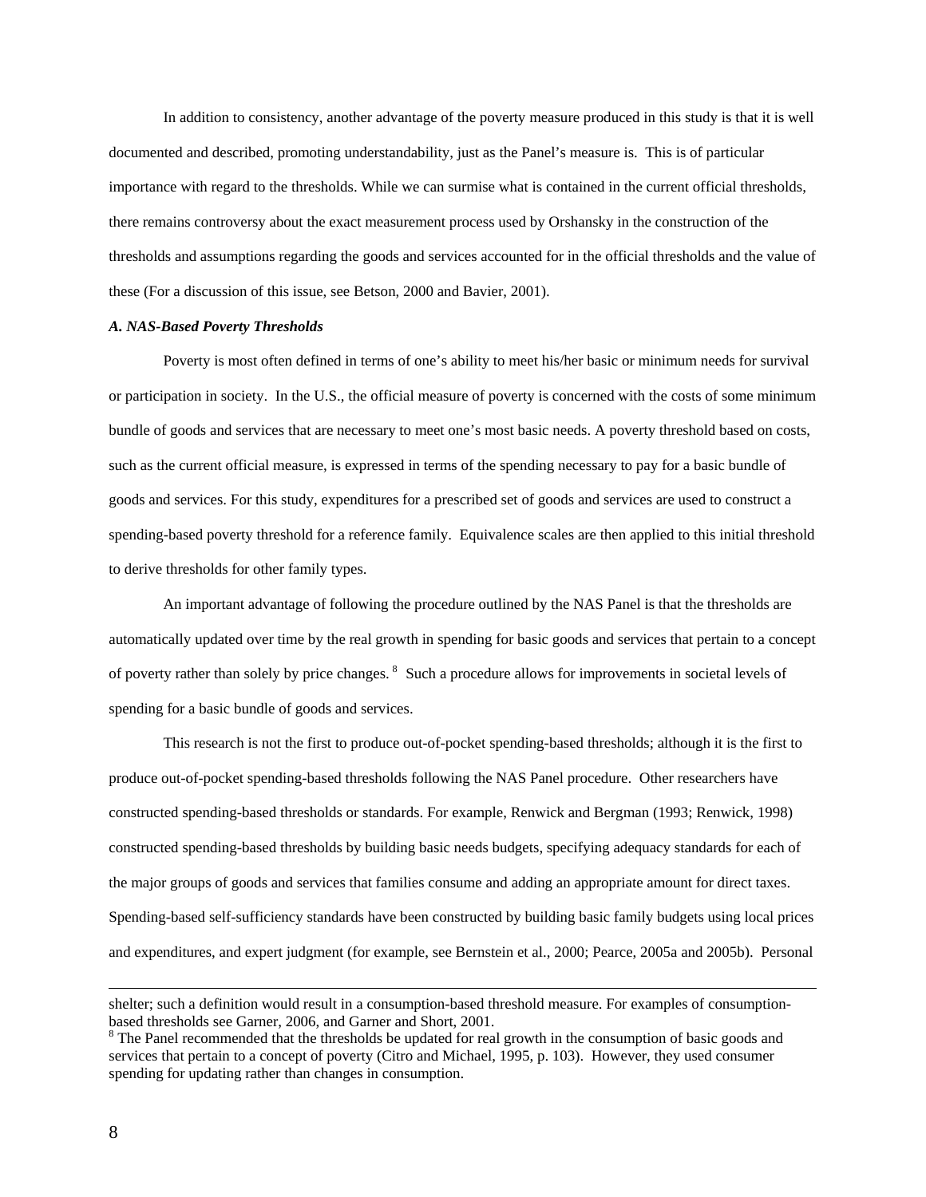In addition to consistency, another advantage of the poverty measure produced in this study is that it is well documented and described, promoting understandability, just as the Panel's measure is. This is of particular importance with regard to the thresholds. While we can surmise what is contained in the current official thresholds, there remains controversy about the exact measurement process used by Orshansky in the construction of the thresholds and assumptions regarding the goods and services accounted for in the official thresholds and the value of these (For a discussion of this issue, see Betson, 2000 and Bavier, 2001).

***A. NAS-Based Poverty Thresholds***

Poverty is most often defined in terms of one's ability to meet his/her basic or minimum needs for survival or participation in society. In the U.S., the official measure of poverty is concerned with the costs of some minimum bundle of goods and services that are necessary to meet one's most basic needs. A poverty threshold based on costs, such as the current official measure, is expressed in terms of the spending necessary to pay for a basic bundle of goods and services. For this study, expenditures for a prescribed set of goods and services are used to construct a spending-based poverty threshold for a reference family. Equivalence scales are then applied to this initial threshold to derive thresholds for other family types.

An important advantage of following the procedure outlined by the NAS Panel is that the thresholds are automatically updated over time by the real growth in spending for basic goods and services that pertain to a concept of poverty rather than solely by price changes. [8] Such a procedure allows for improvements in societal levels of spending for a basic bundle of goods and services.

This research is not the first to produce out-of-pocket spending-based thresholds; although it is the first to produce out-of-pocket spending-based thresholds following the NAS Panel procedure. Other researchers have constructed spending-based thresholds or standards. For example, Renwick and Bergman (1993; Renwick, 1998) constructed spending-based thresholds by building basic needs budgets, specifying adequacy standards for each of the major groups of goods and services that families consume and adding an appropriate amount for direct taxes. Spending-based self-sufficiency standards have been constructed by building basic family budgets using local prices and expenditures, and expert judgment (for example, see Bernstein et al., 2000; Pearce, 2005a and 2005b). Personal

---

shelter; such a definition would result in a consumption-based threshold measure. For examples of consumption-based thresholds see Garner, 2006, and Garner and Short, 2001.

[8] The Panel recommended that the thresholds be updated for real growth in the consumption of basic goods and services that pertain to a concept of poverty (Citro and Michael, 1995, p. 103). However, they used consumer spending for updating rather than changes in consumption.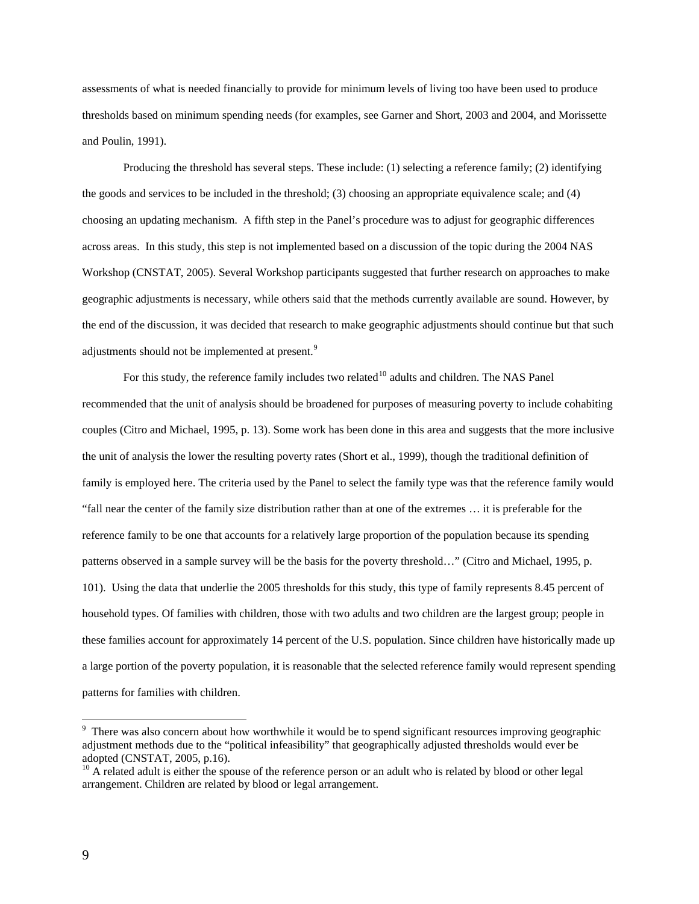assessments of what is needed financially to provide for minimum levels of living too have been used to produce thresholds based on minimum spending needs (for examples, see Garner and Short, 2003 and 2004, and Morissette and Poulin, 1991).

Producing the threshold has several steps. These include: (1) selecting a reference family; (2) identifying the goods and services to be included in the threshold; (3) choosing an appropriate equivalence scale; and (4) choosing an updating mechanism. A fifth step in the Panel's procedure was to adjust for geographic differences across areas. In this study, this step is not implemented based on a discussion of the topic during the 2004 NAS Workshop (CNSTAT, 2005). Several Workshop participants suggested that further research on approaches to make geographic adjustments is necessary, while others said that the methods currently available are sound. However, by the end of the discussion, it was decided that research to make geographic adjustments should continue but that such adjustments should not be implemented at present.[9]

For this study, the reference family includes two related[10] adults and children. The NAS Panel recommended that the unit of analysis should be broadened for purposes of measuring poverty to include cohabiting couples (Citro and Michael, 1995, p. 13). Some work has been done in this area and suggests that the more inclusive the unit of analysis the lower the resulting poverty rates (Short et al., 1999), though the traditional definition of family is employed here. The criteria used by the Panel to select the family type was that the reference family would "fall near the center of the family size distribution rather than at one of the extremes … it is preferable for the reference family to be one that accounts for a relatively large proportion of the population because its spending patterns observed in a sample survey will be the basis for the poverty threshold…" (Citro and Michael, 1995, p. 101). Using the data that underlie the 2005 thresholds for this study, this type of family represents 8.45 percent of household types. Of families with children, those with two adults and two children are the largest group; people in these families account for approximately 14 percent of the U.S. population. Since children have historically made up a large portion of the poverty population, it is reasonable that the selected reference family would represent spending patterns for families with children.

---

[9] There was also concern about how worthwhile it would be to spend significant resources improving geographic adjustment methods due to the "political infeasibility" that geographically adjusted thresholds would ever be adopted (CNSTAT, 2005, p.16).

[10] A related adult is either the spouse of the reference person or an adult who is related by blood or other legal arrangement. Children are related by blood or legal arrangement.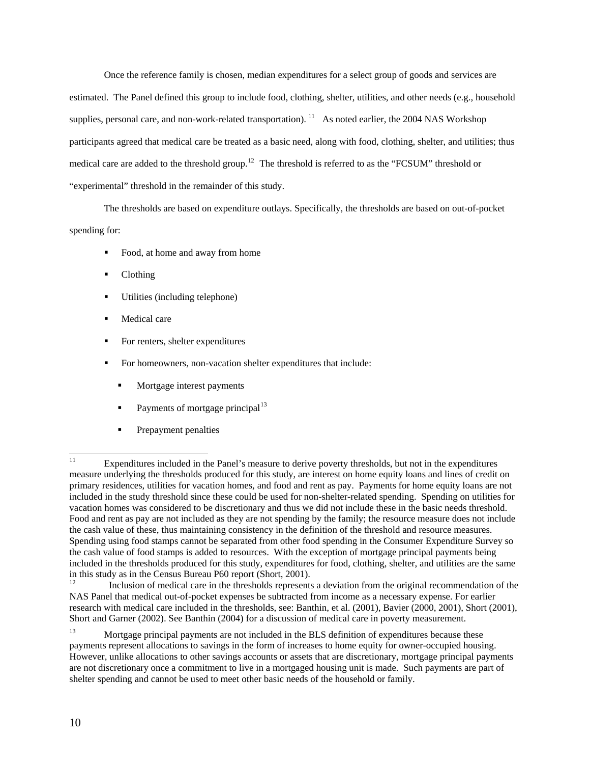Once the reference family is chosen, median expenditures for a select group of goods and services are estimated. The Panel defined this group to include food, clothing, shelter, utilities, and other needs (e.g., household supplies, personal care, and non-work-related transportation). [11] As noted earlier, the 2004 NAS Workshop participants agreed that medical care be treated as a basic need, along with food, clothing, shelter, and utilities; thus medical care are added to the threshold group.[12] The threshold is referred to as the "FCSUM" threshold or "experimental" threshold in the remainder of this study.

The thresholds are based on expenditure outlays. Specifically, the thresholds are based on out-of-pocket spending for:

- Food, at home and away from home
- Clothing
- Utilities (including telephone)
- Medical care
- For renters, shelter expenditures
- For homeowners, non-vacation shelter expenditures that include:
  - Mortgage interest payments
  - Payments of mortgage principal[13]
  - Prepayment penalties

---

[11] Expenditures included in the Panel's measure to derive poverty thresholds, but not in the expenditures measure underlying the thresholds produced for this study, are interest on home equity loans and lines of credit on primary residences, utilities for vacation homes, and food and rent as pay. Payments for home equity loans are not included in the study threshold since these could be used for non-shelter-related spending. Spending on utilities for vacation homes was considered to be discretionary and thus we did not include these in the basic needs threshold. Food and rent as pay are not included as they are not spending by the family; the resource measure does not include the cash value of these, thus maintaining consistency in the definition of the threshold and resource measures. Spending using food stamps cannot be separated from other food spending in the Consumer Expenditure Survey so the cash value of food stamps is added to resources. With the exception of mortgage principal payments being included in the thresholds produced for this study, expenditures for food, clothing, shelter, and utilities are the same in this study as in the Census Bureau P60 report (Short, 2001).

[12] Inclusion of medical care in the thresholds represents a deviation from the original recommendation of the NAS Panel that medical out-of-pocket expenses be subtracted from income as a necessary expense. For earlier research with medical care included in the thresholds, see: Banthin, et al. (2001), Bavier (2000, 2001), Short (2001), Short and Garner (2002). See Banthin (2004) for a discussion of medical care in poverty measurement.

[13] Mortgage principal payments are not included in the BLS definition of expenditures because these payments represent allocations to savings in the form of increases to home equity for owner-occupied housing. However, unlike allocations to other savings accounts or assets that are discretionary, mortgage principal payments are not discretionary once a commitment to live in a mortgaged housing unit is made. Such payments are part of shelter spending and cannot be used to meet other basic needs of the household or family.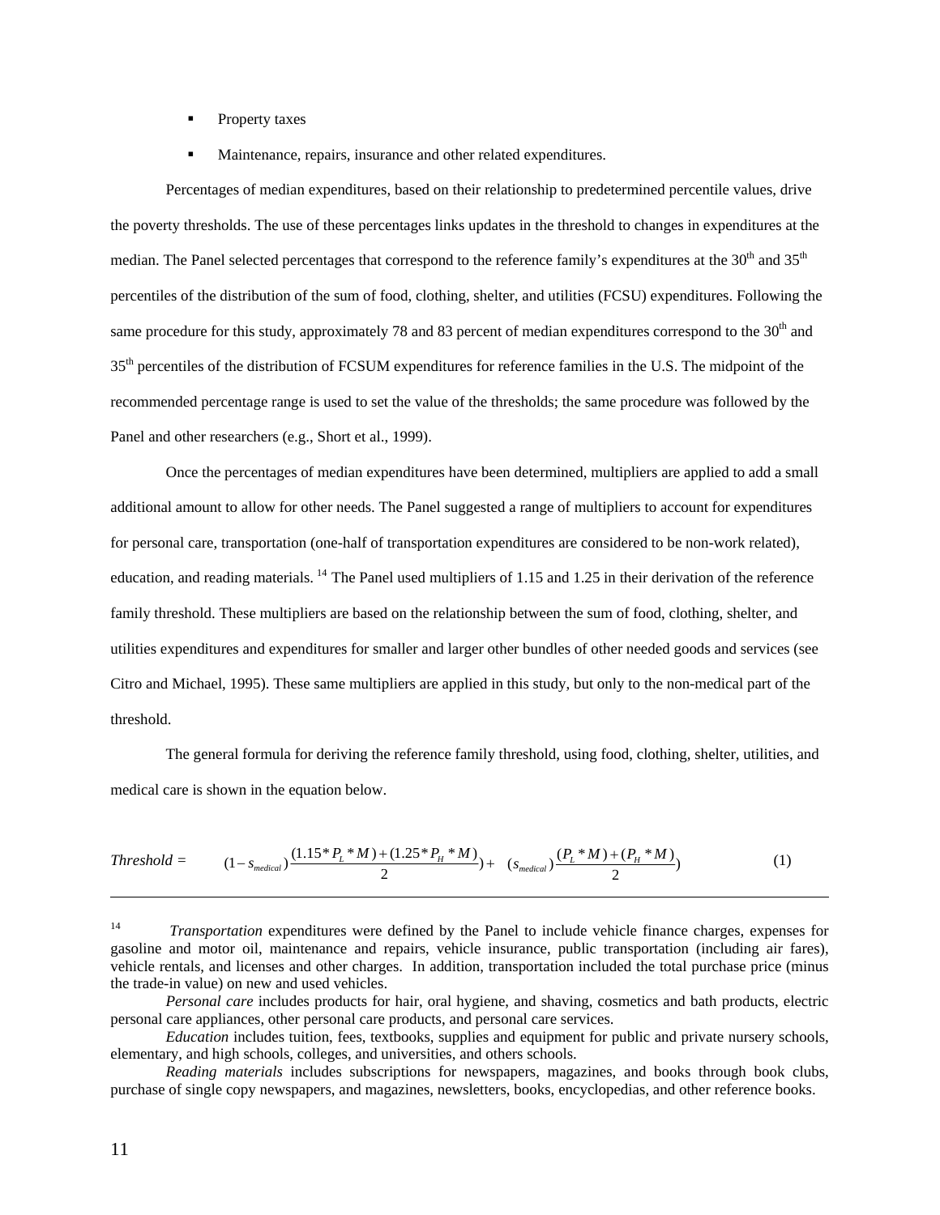- Property taxes
- Maintenance, repairs, insurance and other related expenditures.

Percentages of median expenditures, based on their relationship to predetermined percentile values, drive the poverty thresholds. The use of these percentages links updates in the threshold to changes in expenditures at the median. The Panel selected percentages that correspond to the reference family's expenditures at the 30th and 35th percentiles of the distribution of the sum of food, clothing, shelter, and utilities (FCSU) expenditures. Following the same procedure for this study, approximately 78 and 83 percent of median expenditures correspond to the 30th and 35th percentiles of the distribution of FCSUM expenditures for reference families in the U.S. The midpoint of the recommended percentage range is used to set the value of the thresholds; the same procedure was followed by the Panel and other researchers (e.g., Short et al., 1999).

Once the percentages of median expenditures have been determined, multipliers are applied to add a small additional amount to allow for other needs. The Panel suggested a range of multipliers to account for expenditures for personal care, transportation (one-half of transportation expenditures are considered to be non-work related), education, and reading materials. [14] The Panel used multipliers of 1.15 and 1.25 in their derivation of the reference family threshold. These multipliers are based on the relationship between the sum of food, clothing, shelter, and utilities expenditures and expenditures for smaller and larger other bundles of other needed goods and services (see Citro and Michael, 1995). These same multipliers are applied in this study, but only to the non-medical part of the threshold.

The general formula for deriving the reference family threshold, using food, clothing, shelter, utilities, and medical care is shown in the equation below.

$$\textit{Threshold} = (1 - s_{medical})\frac{(1.15 * P_L * M) + (1.25 * P_H * M)}{2}) + (s_{medical})\frac{(P_L * M) + (P_H * M)}{2}) \quad (1)$$

---

[14] *Transportation* expenditures were defined by the Panel to include vehicle finance charges, expenses for gasoline and motor oil, maintenance and repairs, vehicle insurance, public transportation (including air fares), vehicle rentals, and licenses and other charges. In addition, transportation included the total purchase price (minus the trade-in value) on new and used vehicles.

*Personal care* includes products for hair, oral hygiene, and shaving, cosmetics and bath products, electric personal care appliances, other personal care products, and personal care services.

*Education* includes tuition, fees, textbooks, supplies and equipment for public and private nursery schools, elementary, and high schools, colleges, and universities, and others schools.

*Reading materials* includes subscriptions for newspapers, magazines, and books through book clubs, purchase of single copy newspapers, and magazines, newsletters, books, encyclopedias, and other reference books.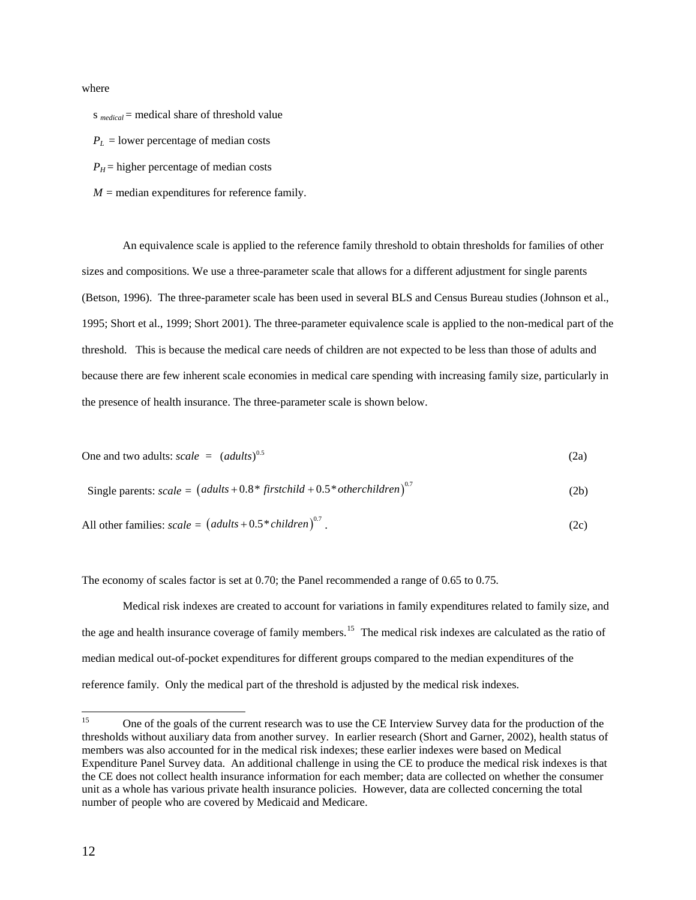where

$s_{medical}$ = medical share of threshold value

$P_L$ = lower percentage of median costs

$P_H$ = higher percentage of median costs

$M$ = median expenditures for reference family.

An equivalence scale is applied to the reference family threshold to obtain thresholds for families of other sizes and compositions. We use a three-parameter scale that allows for a different adjustment for single parents (Betson, 1996). The three-parameter scale has been used in several BLS and Census Bureau studies (Johnson et al., 1995; Short et al., 1999; Short 2001). The three-parameter equivalence scale is applied to the non-medical part of the threshold. This is because the medical care needs of children are not expected to be less than those of adults and because there are few inherent scale economies in medical care spending with increasing family size, particularly in the presence of health insurance. The three-parameter scale is shown below.

One and two adults: $scale = (adults)^{0.5}$ (2a)

Single parents: $scale = \left(adults + 0.8 * firstchild + 0.5 * otherchildren\right)^{0.7}$ (2b)

All other families: $scale = \left(adults + 0.5 * children\right)^{0.7}$. (2c)

The economy of scales factor is set at 0.70; the Panel recommended a range of 0.65 to 0.75.

Medical risk indexes are created to account for variations in family expenditures related to family size, and the age and health insurance coverage of family members.[15] The medical risk indexes are calculated as the ratio of median medical out-of-pocket expenditures for different groups compared to the median expenditures of the reference family. Only the medical part of the threshold is adjusted by the medical risk indexes.

---

[15] One of the goals of the current research was to use the CE Interview Survey data for the production of the thresholds without auxiliary data from another survey. In earlier research (Short and Garner, 2002), health status of members was also accounted for in the medical risk indexes; these earlier indexes were based on Medical Expenditure Panel Survey data. An additional challenge in using the CE to produce the medical risk indexes is that the CE does not collect health insurance information for each member; data are collected on whether the consumer unit as a whole has various private health insurance policies. However, data are collected concerning the total number of people who are covered by Medicaid and Medicare.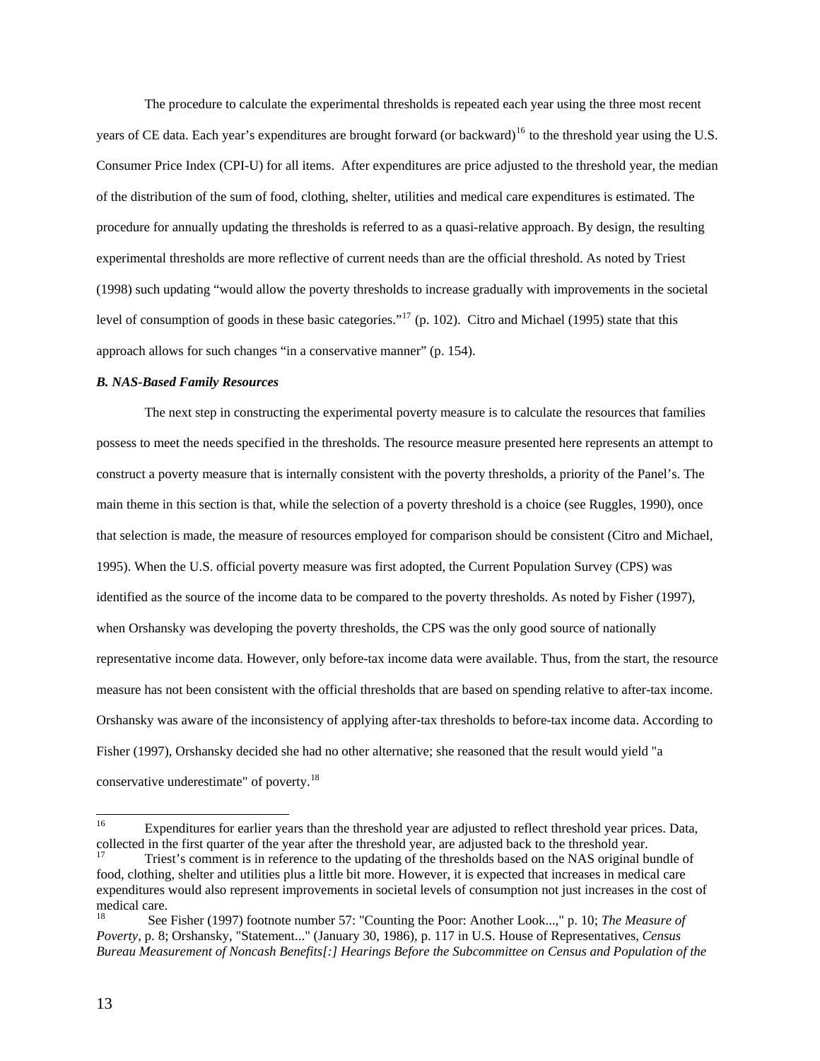The procedure to calculate the experimental thresholds is repeated each year using the three most recent years of CE data. Each year's expenditures are brought forward (or backward)[16] to the threshold year using the U.S. Consumer Price Index (CPI-U) for all items. After expenditures are price adjusted to the threshold year, the median of the distribution of the sum of food, clothing, shelter, utilities and medical care expenditures is estimated. The procedure for annually updating the thresholds is referred to as a quasi-relative approach. By design, the resulting experimental thresholds are more reflective of current needs than are the official threshold. As noted by Triest (1998) such updating "would allow the poverty thresholds to increase gradually with improvements in the societal level of consumption of goods in these basic categories."[17] (p. 102). Citro and Michael (1995) state that this approach allows for such changes "in a conservative manner" (p. 154).

***B. NAS-Based Family Resources***

The next step in constructing the experimental poverty measure is to calculate the resources that families possess to meet the needs specified in the thresholds. The resource measure presented here represents an attempt to construct a poverty measure that is internally consistent with the poverty thresholds, a priority of the Panel's. The main theme in this section is that, while the selection of a poverty threshold is a choice (see Ruggles, 1990), once that selection is made, the measure of resources employed for comparison should be consistent (Citro and Michael, 1995). When the U.S. official poverty measure was first adopted, the Current Population Survey (CPS) was identified as the source of the income data to be compared to the poverty thresholds. As noted by Fisher (1997), when Orshansky was developing the poverty thresholds, the CPS was the only good source of nationally representative income data. However, only before-tax income data were available. Thus, from the start, the resource measure has not been consistent with the official thresholds that are based on spending relative to after-tax income. Orshansky was aware of the inconsistency of applying after-tax thresholds to before-tax income data. According to Fisher (1997), Orshansky decided she had no other alternative; she reasoned that the result would yield "a conservative underestimate" of poverty.[18]

---

[16] Expenditures for earlier years than the threshold year are adjusted to reflect threshold year prices. Data, collected in the first quarter of the year after the threshold year, are adjusted back to the threshold year.

[17] Triest's comment is in reference to the updating of the thresholds based on the NAS original bundle of food, clothing, shelter and utilities plus a little bit more. However, it is expected that increases in medical care expenditures would also represent improvements in societal levels of consumption not just increases in the cost of medical care.

[18] See Fisher (1997) footnote number 57: "Counting the Poor: Another Look...," p. 10; *The Measure of Poverty*, p. 8; Orshansky, "Statement..." (January 30, 1986), p. 117 in U.S. House of Representatives, *Census Bureau Measurement of Noncash Benefits[:] Hearings Before the Subcommittee on Census and Population of the*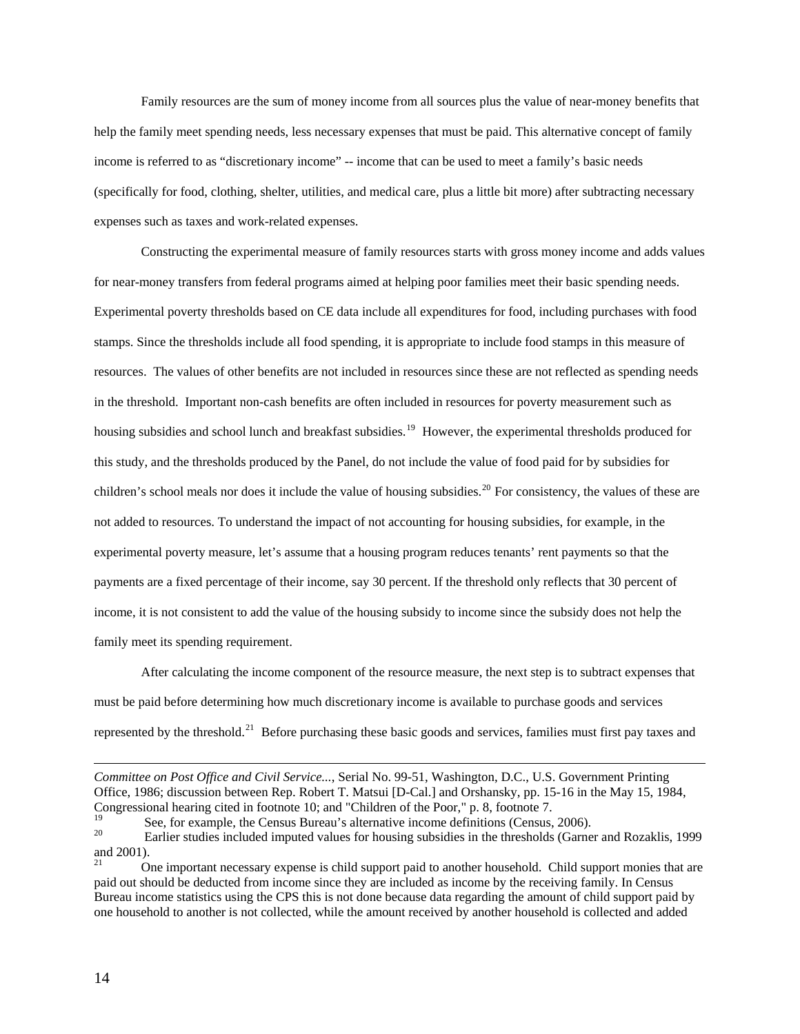Family resources are the sum of money income from all sources plus the value of near-money benefits that help the family meet spending needs, less necessary expenses that must be paid. This alternative concept of family income is referred to as "discretionary income" -- income that can be used to meet a family's basic needs (specifically for food, clothing, shelter, utilities, and medical care, plus a little bit more) after subtracting necessary expenses such as taxes and work-related expenses.

Constructing the experimental measure of family resources starts with gross money income and adds values for near-money transfers from federal programs aimed at helping poor families meet their basic spending needs. Experimental poverty thresholds based on CE data include all expenditures for food, including purchases with food stamps. Since the thresholds include all food spending, it is appropriate to include food stamps in this measure of resources. The values of other benefits are not included in resources since these are not reflected as spending needs in the threshold. Important non-cash benefits are often included in resources for poverty measurement such as housing subsidies and school lunch and breakfast subsidies.[19] However, the experimental thresholds produced for this study, and the thresholds produced by the Panel, do not include the value of food paid for by subsidies for children's school meals nor does it include the value of housing subsidies.[20] For consistency, the values of these are not added to resources. To understand the impact of not accounting for housing subsidies, for example, in the experimental poverty measure, let's assume that a housing program reduces tenants' rent payments so that the payments are a fixed percentage of their income, say 30 percent. If the threshold only reflects that 30 percent of income, it is not consistent to add the value of the housing subsidy to income since the subsidy does not help the family meet its spending requirement.

After calculating the income component of the resource measure, the next step is to subtract expenses that must be paid before determining how much discretionary income is available to purchase goods and services represented by the threshold.[21] Before purchasing these basic goods and services, families must first pay taxes and

---

*Committee on Post Office and Civil Service...,* Serial No. 99-51, Washington, D.C., U.S. Government Printing Office, 1986; discussion between Rep. Robert T. Matsui [D-Cal.] and Orshansky, pp. 15-16 in the May 15, 1984, Congressional hearing cited in footnote 10; and "Children of the Poor," p. 8, footnote 7.

[19] See, for example, the Census Bureau's alternative income definitions (Census, 2006).

[20] Earlier studies included imputed values for housing subsidies in the thresholds (Garner and Rozaklis, 1999 and 2001).

[21] One important necessary expense is child support paid to another household. Child support monies that are paid out should be deducted from income since they are included as income by the receiving family. In Census Bureau income statistics using the CPS this is not done because data regarding the amount of child support paid by one household to another is not collected, while the amount received by another household is collected and added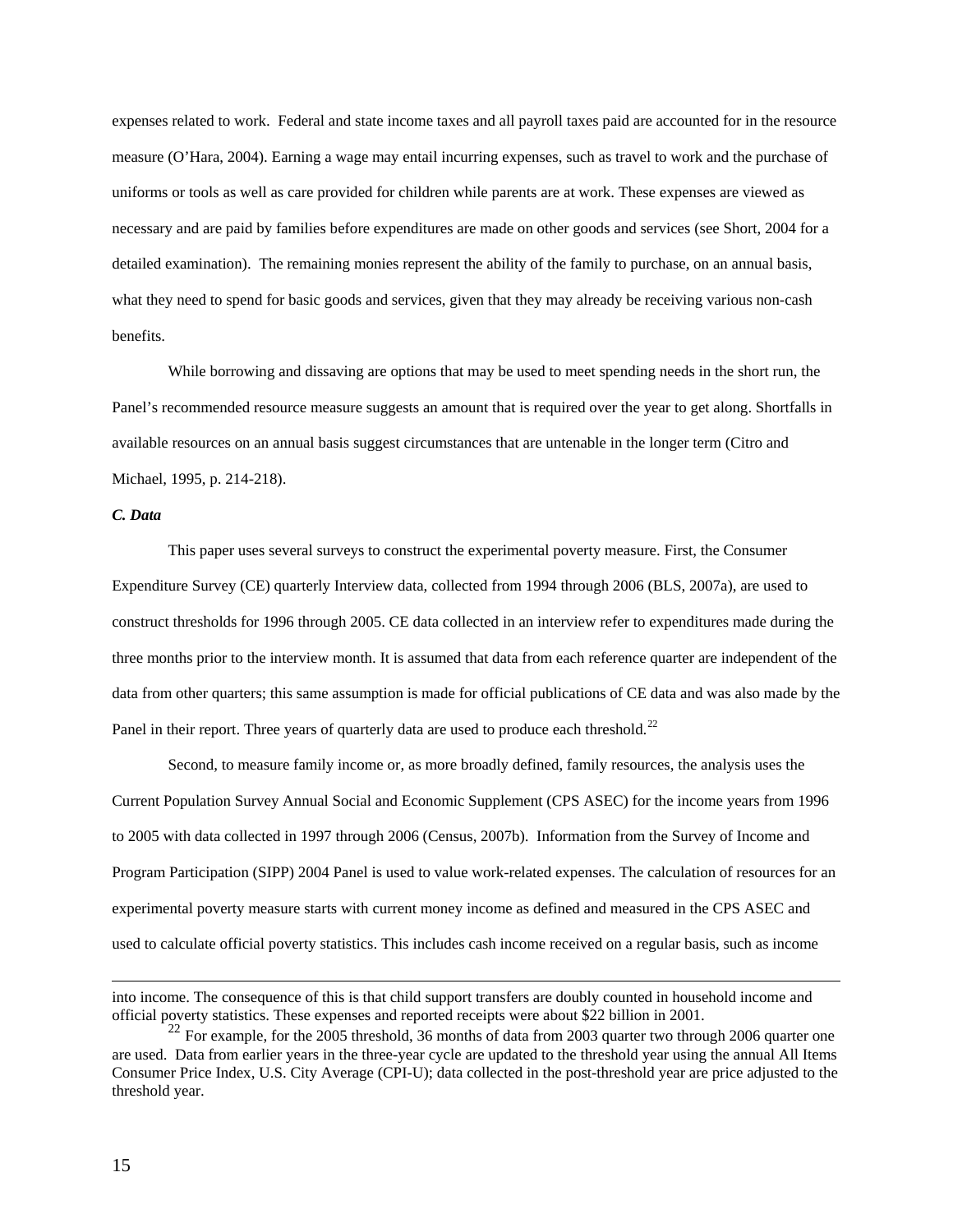expenses related to work. Federal and state income taxes and all payroll taxes paid are accounted for in the resource measure (O'Hara, 2004). Earning a wage may entail incurring expenses, such as travel to work and the purchase of uniforms or tools as well as care provided for children while parents are at work. These expenses are viewed as necessary and are paid by families before expenditures are made on other goods and services (see Short, 2004 for a detailed examination). The remaining monies represent the ability of the family to purchase, on an annual basis, what they need to spend for basic goods and services, given that they may already be receiving various non-cash benefits.

While borrowing and dissaving are options that may be used to meet spending needs in the short run, the Panel's recommended resource measure suggests an amount that is required over the year to get along. Shortfalls in available resources on an annual basis suggest circumstances that are untenable in the longer term (Citro and Michael, 1995, p. 214-218).

### *C. Data*

This paper uses several surveys to construct the experimental poverty measure. First, the Consumer Expenditure Survey (CE) quarterly Interview data, collected from 1994 through 2006 (BLS, 2007a), are used to construct thresholds for 1996 through 2005. CE data collected in an interview refer to expenditures made during the three months prior to the interview month. It is assumed that data from each reference quarter are independent of the data from other quarters; this same assumption is made for official publications of CE data and was also made by the Panel in their report. Three years of quarterly data are used to produce each threshold.[22]

Second, to measure family income or, as more broadly defined, family resources, the analysis uses the Current Population Survey Annual Social and Economic Supplement (CPS ASEC) for the income years from 1996 to 2005 with data collected in 1997 through 2006 (Census, 2007b). Information from the Survey of Income and Program Participation (SIPP) 2004 Panel is used to value work-related expenses. The calculation of resources for an experimental poverty measure starts with current money income as defined and measured in the CPS ASEC and used to calculate official poverty statistics. This includes cash income received on a regular basis, such as income

---

into income. The consequence of this is that child support transfers are doubly counted in household income and official poverty statistics. These expenses and reported receipts were about $22 billion in 2001.

[22] For example, for the 2005 threshold, 36 months of data from 2003 quarter two through 2006 quarter one are used. Data from earlier years in the three-year cycle are updated to the threshold year using the annual All Items Consumer Price Index, U.S. City Average (CPI-U); data collected in the post-threshold year are price adjusted to the threshold year.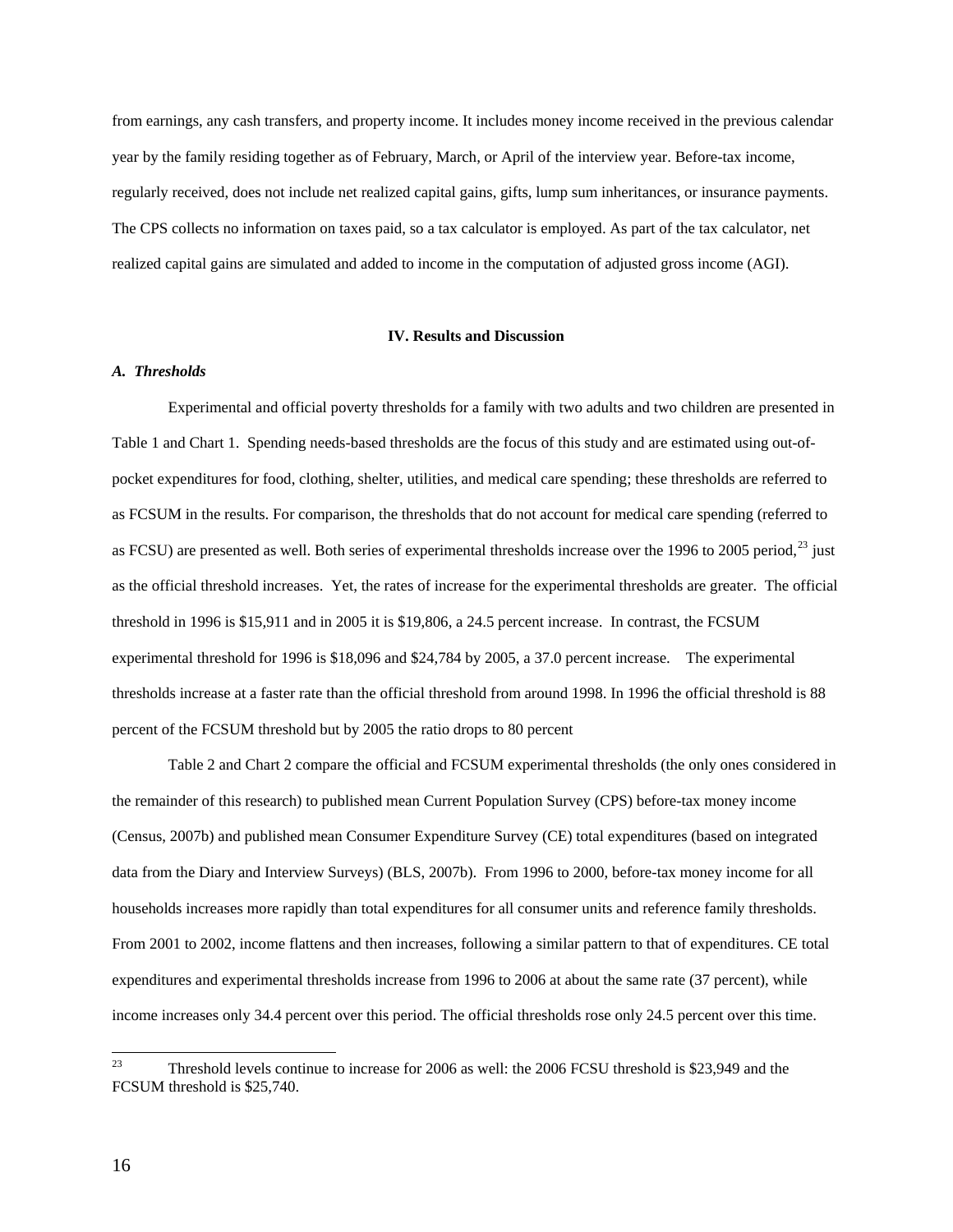from earnings, any cash transfers, and property income. It includes money income received in the previous calendar year by the family residing together as of February, March, or April of the interview year. Before-tax income, regularly received, does not include net realized capital gains, gifts, lump sum inheritances, or insurance payments. The CPS collects no information on taxes paid, so a tax calculator is employed. As part of the tax calculator, net realized capital gains are simulated and added to income in the computation of adjusted gross income (AGI).

## IV. Results and Discussion

### *A. Thresholds*

Experimental and official poverty thresholds for a family with two adults and two children are presented in Table 1 and Chart 1. Spending needs-based thresholds are the focus of this study and are estimated using out-of-pocket expenditures for food, clothing, shelter, utilities, and medical care spending; these thresholds are referred to as FCSUM in the results. For comparison, the thresholds that do not account for medical care spending (referred to as FCSU) are presented as well. Both series of experimental thresholds increase over the 1996 to 2005 period,[23] just as the official threshold increases. Yet, the rates of increase for the experimental thresholds are greater. The official threshold in 1996 is $15,911 and in 2005 it is $19,806, a 24.5 percent increase. In contrast, the FCSUM experimental threshold for 1996 is $18,096 and $24,784 by 2005, a 37.0 percent increase. The experimental thresholds increase at a faster rate than the official threshold from around 1998. In 1996 the official threshold is 88 percent of the FCSUM threshold but by 2005 the ratio drops to 80 percent

Table 2 and Chart 2 compare the official and FCSUM experimental thresholds (the only ones considered in the remainder of this research) to published mean Current Population Survey (CPS) before-tax money income (Census, 2007b) and published mean Consumer Expenditure Survey (CE) total expenditures (based on integrated data from the Diary and Interview Surveys) (BLS, 2007b). From 1996 to 2000, before-tax money income for all households increases more rapidly than total expenditures for all consumer units and reference family thresholds. From 2001 to 2002, income flattens and then increases, following a similar pattern to that of expenditures. CE total expenditures and experimental thresholds increase from 1996 to 2006 at about the same rate (37 percent), while income increases only 34.4 percent over this period. The official thresholds rose only 24.5 percent over this time.

---

[23] Threshold levels continue to increase for 2006 as well: the 2006 FCSU threshold is $23,949 and the FCSUM threshold is $25,740.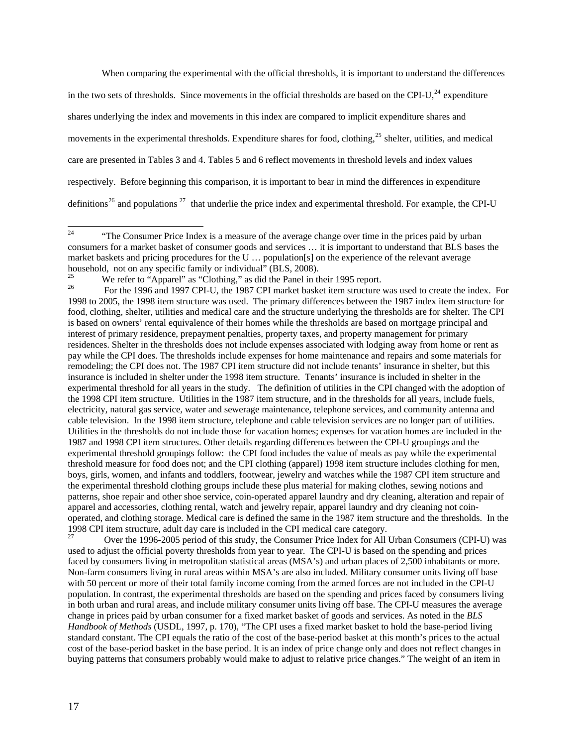When comparing the experimental with the official thresholds, it is important to understand the differences in the two sets of thresholds. Since movements in the official thresholds are based on the CPI-U,[24] expenditure shares underlying the index and movements in this index are compared to implicit expenditure shares and movements in the experimental thresholds. Expenditure shares for food, clothing,[25] shelter, utilities, and medical care are presented in Tables 3 and 4. Tables 5 and 6 reflect movements in threshold levels and index values respectively. Before beginning this comparison, it is important to bear in mind the differences in expenditure definitions[26] and populations [27] that underlie the price index and experimental threshold. For example, the CPI-U

---

[24] "The Consumer Price Index is a measure of the average change over time in the prices paid by urban consumers for a market basket of consumer goods and services … it is important to understand that BLS bases the market baskets and pricing procedures for the U … population[s] on the experience of the relevant average household, not on any specific family or individual" (BLS, 2008).

[25] We refer to "Apparel" as "Clothing," as did the Panel in their 1995 report.

[26] For the 1996 and 1997 CPI-U, the 1987 CPI market basket item structure was used to create the index. For 1998 to 2005, the 1998 item structure was used. The primary differences between the 1987 index item structure for food, clothing, shelter, utilities and medical care and the structure underlying the thresholds are for shelter. The CPI is based on owners' rental equivalence of their homes while the thresholds are based on mortgage principal and interest of primary residence, prepayment penalties, property taxes, and property management for primary residences. Shelter in the thresholds does not include expenses associated with lodging away from home or rent as pay while the CPI does. The thresholds include expenses for home maintenance and repairs and some materials for remodeling; the CPI does not. The 1987 CPI item structure did not include tenants' insurance in shelter, but this insurance is included in shelter under the 1998 item structure. Tenants' insurance is included in shelter in the experimental threshold for all years in the study. The definition of utilities in the CPI changed with the adoption of the 1998 CPI item structure. Utilities in the 1987 item structure, and in the thresholds for all years, include fuels, electricity, natural gas service, water and sewerage maintenance, telephone services, and community antenna and cable television. In the 1998 item structure, telephone and cable television services are no longer part of utilities. Utilities in the thresholds do not include those for vacation homes; expenses for vacation homes are included in the 1987 and 1998 CPI item structures. Other details regarding differences between the CPI-U groupings and the experimental threshold groupings follow: the CPI food includes the value of meals as pay while the experimental threshold measure for food does not; and the CPI clothing (apparel) 1998 item structure includes clothing for men, boys, girls, women, and infants and toddlers, footwear, jewelry and watches while the 1987 CPI item structure and the experimental threshold clothing groups include these plus material for making clothes, sewing notions and patterns, shoe repair and other shoe service, coin-operated apparel laundry and dry cleaning, alteration and repair of apparel and accessories, clothing rental, watch and jewelry repair, apparel laundry and dry cleaning not coin-operated, and clothing storage. Medical care is defined the same in the 1987 item structure and the thresholds. In the 1998 CPI item structure, adult day care is included in the CPI medical care category.

[27] Over the 1996-2005 period of this study, the Consumer Price Index for All Urban Consumers (CPI-U) was used to adjust the official poverty thresholds from year to year. The CPI-U is based on the spending and prices faced by consumers living in metropolitan statistical areas (MSA's) and urban places of 2,500 inhabitants or more. Non-farm consumers living in rural areas within MSA's are also included. Military consumer units living off base with 50 percent or more of their total family income coming from the armed forces are not included in the CPI-U population. In contrast, the experimental thresholds are based on the spending and prices faced by consumers living in both urban and rural areas, and include military consumer units living off base. The CPI-U measures the average change in prices paid by urban consumer for a fixed market basket of goods and services. As noted in the *BLS Handbook of Methods* (USDL, 1997, p. 170), "The CPI uses a fixed market basket to hold the base-period living standard constant. The CPI equals the ratio of the cost of the base-period basket at this month's prices to the actual cost of the base-period basket in the base period. It is an index of price change only and does not reflect changes in buying patterns that consumers probably would make to adjust to relative price changes." The weight of an item in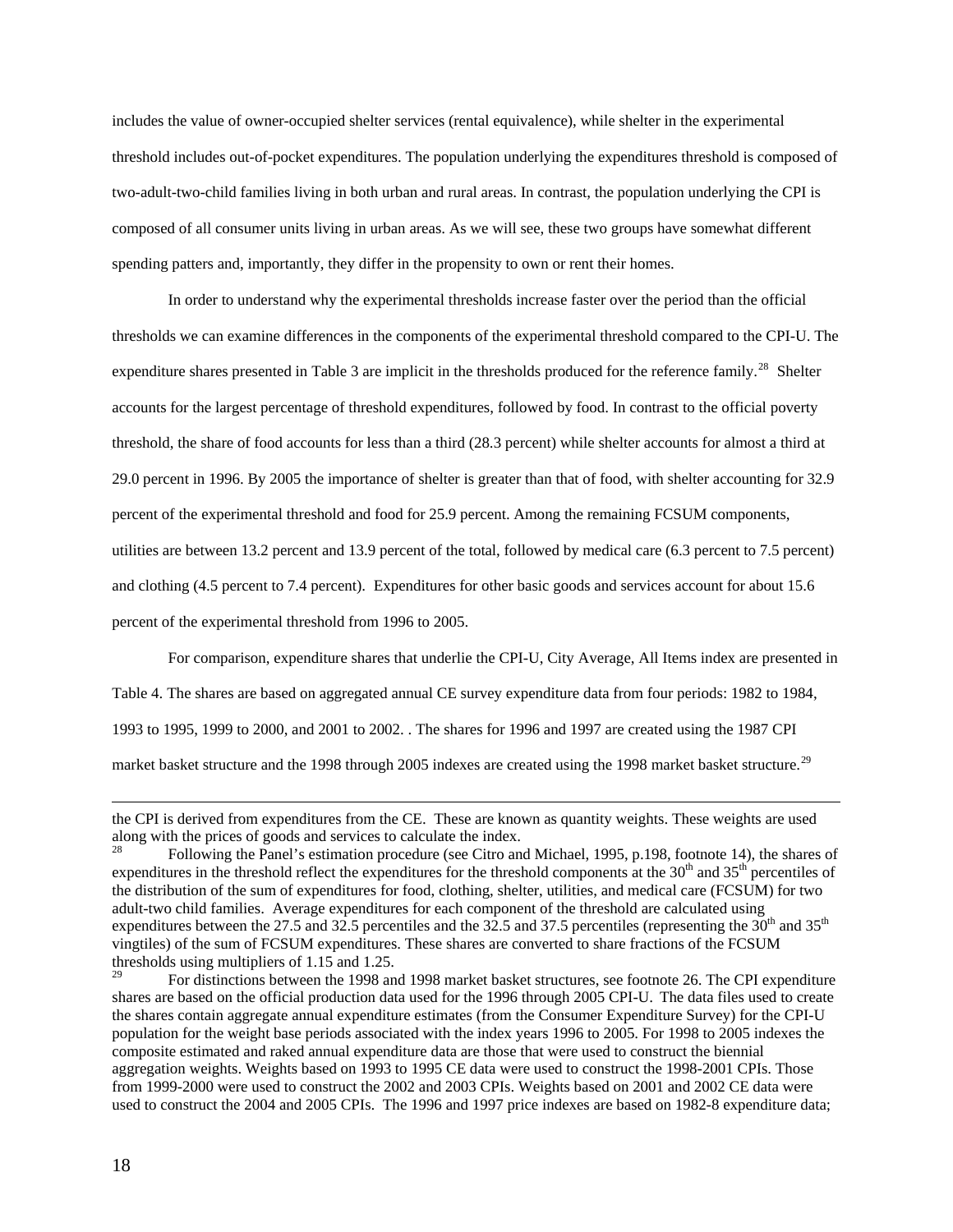includes the value of owner-occupied shelter services (rental equivalence), while shelter in the experimental threshold includes out-of-pocket expenditures. The population underlying the expenditures threshold is composed of two-adult-two-child families living in both urban and rural areas. In contrast, the population underlying the CPI is composed of all consumer units living in urban areas. As we will see, these two groups have somewhat different spending patters and, importantly, they differ in the propensity to own or rent their homes.

In order to understand why the experimental thresholds increase faster over the period than the official thresholds we can examine differences in the components of the experimental threshold compared to the CPI-U. The expenditure shares presented in Table 3 are implicit in the thresholds produced for the reference family.[28] Shelter accounts for the largest percentage of threshold expenditures, followed by food. In contrast to the official poverty threshold, the share of food accounts for less than a third (28.3 percent) while shelter accounts for almost a third at 29.0 percent in 1996. By 2005 the importance of shelter is greater than that of food, with shelter accounting for 32.9 percent of the experimental threshold and food for 25.9 percent. Among the remaining FCSUM components, utilities are between 13.2 percent and 13.9 percent of the total, followed by medical care (6.3 percent to 7.5 percent) and clothing (4.5 percent to 7.4 percent). Expenditures for other basic goods and services account for about 15.6 percent of the experimental threshold from 1996 to 2005.

For comparison, expenditure shares that underlie the CPI-U, City Average, All Items index are presented in Table 4. The shares are based on aggregated annual CE survey expenditure data from four periods: 1982 to 1984, 1993 to 1995, 1999 to 2000, and 2001 to 2002. . The shares for 1996 and 1997 are created using the 1987 CPI market basket structure and the 1998 through 2005 indexes are created using the 1998 market basket structure.[29]

---

the CPI is derived from expenditures from the CE. These are known as quantity weights. These weights are used along with the prices of goods and services to calculate the index.

[28] Following the Panel's estimation procedure (see Citro and Michael, 1995, p.198, footnote 14), the shares of expenditures in the threshold reflect the expenditures for the threshold components at the 30th and 35th percentiles of the distribution of the sum of expenditures for food, clothing, shelter, utilities, and medical care (FCSUM) for two adult-two child families. Average expenditures for each component of the threshold are calculated using expenditures between the 27.5 and 32.5 percentiles and the 32.5 and 37.5 percentiles (representing the 30th and 35th vingtiles) of the sum of FCSUM expenditures. These shares are converted to share fractions of the FCSUM thresholds using multipliers of 1.15 and 1.25.

[29] For distinctions between the 1998 and 1998 market basket structures, see footnote 26. The CPI expenditure shares are based on the official production data used for the 1996 through 2005 CPI-U. The data files used to create the shares contain aggregate annual expenditure estimates (from the Consumer Expenditure Survey) for the CPI-U population for the weight base periods associated with the index years 1996 to 2005. For 1998 to 2005 indexes the composite estimated and raked annual expenditure data are those that were used to construct the biennial aggregation weights. Weights based on 1993 to 1995 CE data were used to construct the 1998-2001 CPIs. Those from 1999-2000 were used to construct the 2002 and 2003 CPIs. Weights based on 2001 and 2002 CE data were used to construct the 2004 and 2005 CPIs. The 1996 and 1997 price indexes are based on 1982-8 expenditure data;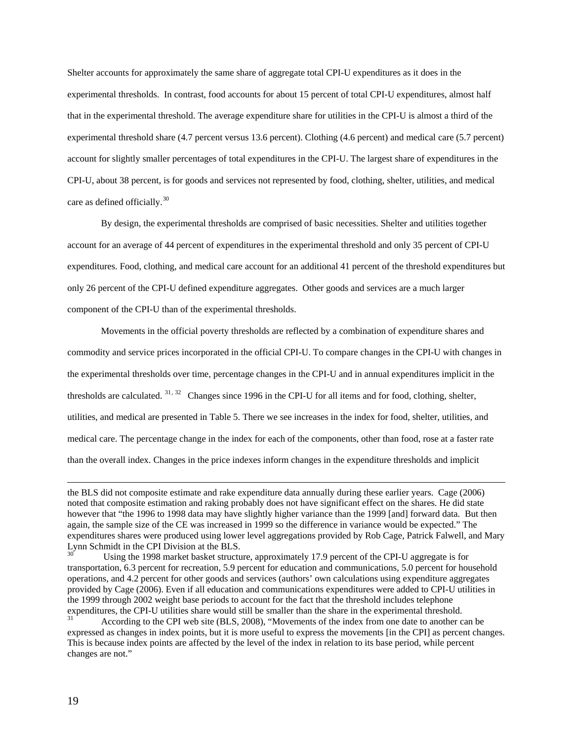Shelter accounts for approximately the same share of aggregate total CPI-U expenditures as it does in the experimental thresholds. In contrast, food accounts for about 15 percent of total CPI-U expenditures, almost half that in the experimental threshold. The average expenditure share for utilities in the CPI-U is almost a third of the experimental threshold share (4.7 percent versus 13.6 percent). Clothing (4.6 percent) and medical care (5.7 percent) account for slightly smaller percentages of total expenditures in the CPI-U. The largest share of expenditures in the CPI-U, about 38 percent, is for goods and services not represented by food, clothing, shelter, utilities, and medical care as defined officially.[30]

By design, the experimental thresholds are comprised of basic necessities. Shelter and utilities together account for an average of 44 percent of expenditures in the experimental threshold and only 35 percent of CPI-U expenditures. Food, clothing, and medical care account for an additional 41 percent of the threshold expenditures but only 26 percent of the CPI-U defined expenditure aggregates. Other goods and services are a much larger component of the CPI-U than of the experimental thresholds.

Movements in the official poverty thresholds are reflected by a combination of expenditure shares and commodity and service prices incorporated in the official CPI-U. To compare changes in the CPI-U with changes in the experimental thresholds over time, percentage changes in the CPI-U and in annual expenditures implicit in the thresholds are calculated.[31, 32] Changes since 1996 in the CPI-U for all items and for food, clothing, shelter, utilities, and medical are presented in Table 5. There we see increases in the index for food, shelter, utilities, and medical care. The percentage change in the index for each of the components, other than food, rose at a faster rate than the overall index. Changes in the price indexes inform changes in the expenditure thresholds and implicit

---

the BLS did not composite estimate and rake expenditure data annually during these earlier years. Cage (2006) noted that composite estimation and raking probably does not have significant effect on the shares. He did state however that "the 1996 to 1998 data may have slightly higher variance than the 1999 [and] forward data. But then again, the sample size of the CE was increased in 1999 so the difference in variance would be expected." The expenditures shares were produced using lower level aggregations provided by Rob Cage, Patrick Falwell, and Mary Lynn Schmidt in the CPI Division at the BLS.

[30] Using the 1998 market basket structure, approximately 17.9 percent of the CPI-U aggregate is for transportation, 6.3 percent for recreation, 5.9 percent for education and communications, 5.0 percent for household operations, and 4.2 percent for other goods and services (authors' own calculations using expenditure aggregates provided by Cage (2006). Even if all education and communications expenditures were added to CPI-U utilities in the 1999 through 2002 weight base periods to account for the fact that the threshold includes telephone expenditures, the CPI-U utilities share would still be smaller than the share in the experimental threshold.

[31] According to the CPI web site (BLS, 2008), "Movements of the index from one date to another can be expressed as changes in index points, but it is more useful to express the movements [in the CPI] as percent changes. This is because index points are affected by the level of the index in relation to its base period, while percent changes are not."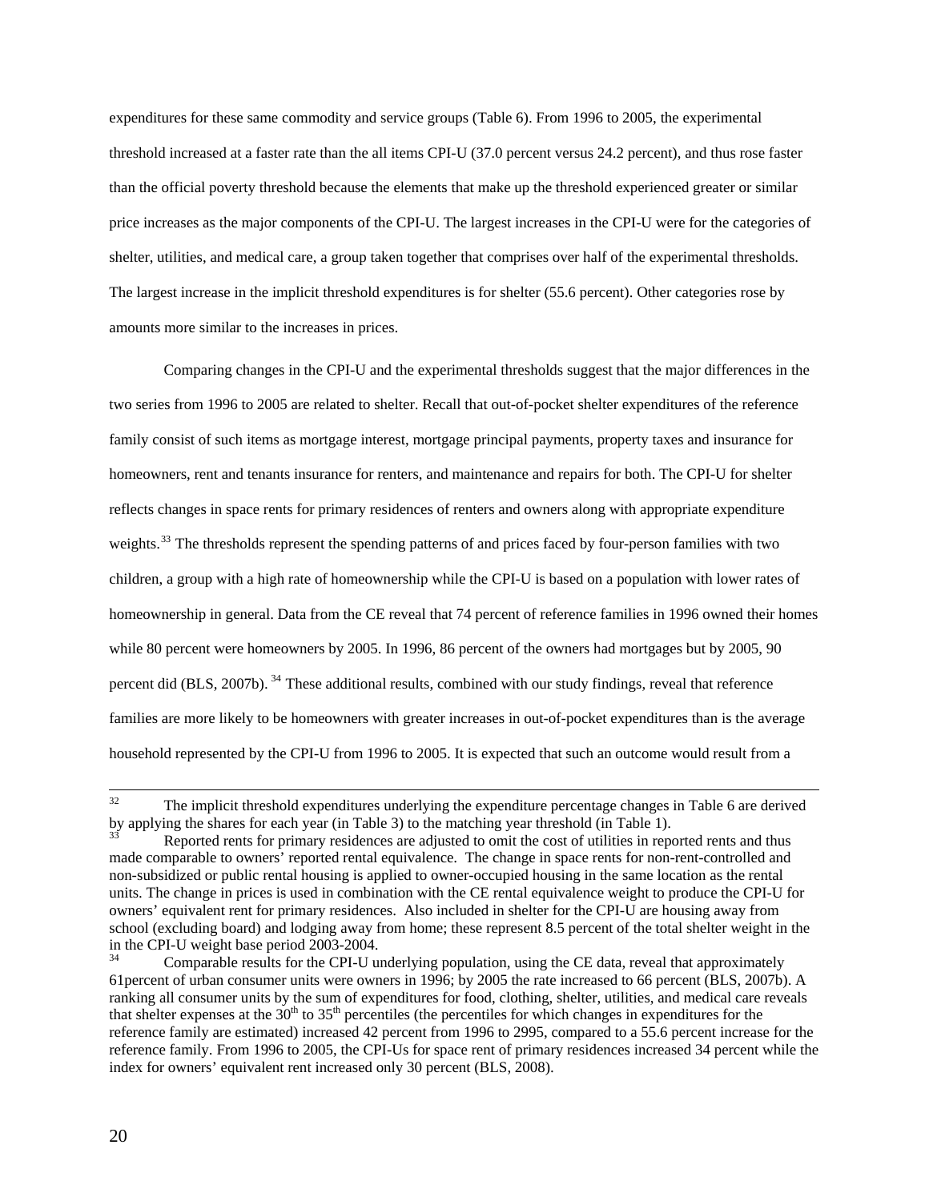expenditures for these same commodity and service groups (Table 6). From 1996 to 2005, the experimental threshold increased at a faster rate than the all items CPI-U (37.0 percent versus 24.2 percent), and thus rose faster than the official poverty threshold because the elements that make up the threshold experienced greater or similar price increases as the major components of the CPI-U. The largest increases in the CPI-U were for the categories of shelter, utilities, and medical care, a group taken together that comprises over half of the experimental thresholds. The largest increase in the implicit threshold expenditures is for shelter (55.6 percent). Other categories rose by amounts more similar to the increases in prices.

Comparing changes in the CPI-U and the experimental thresholds suggest that the major differences in the two series from 1996 to 2005 are related to shelter. Recall that out-of-pocket shelter expenditures of the reference family consist of such items as mortgage interest, mortgage principal payments, property taxes and insurance for homeowners, rent and tenants insurance for renters, and maintenance and repairs for both. The CPI-U for shelter reflects changes in space rents for primary residences of renters and owners along with appropriate expenditure weights.[33] The thresholds represent the spending patterns of and prices faced by four-person families with two children, a group with a high rate of homeownership while the CPI-U is based on a population with lower rates of homeownership in general. Data from the CE reveal that 74 percent of reference families in 1996 owned their homes while 80 percent were homeowners by 2005. In 1996, 86 percent of the owners had mortgages but by 2005, 90 percent did (BLS, 2007b).[34] These additional results, combined with our study findings, reveal that reference families are more likely to be homeowners with greater increases in out-of-pocket expenditures than is the average household represented by the CPI-U from 1996 to 2005. It is expected that such an outcome would result from a

---

[32] The implicit threshold expenditures underlying the expenditure percentage changes in Table 6 are derived by applying the shares for each year (in Table 3) to the matching year threshold (in Table 1).

[33] Reported rents for primary residences are adjusted to omit the cost of utilities in reported rents and thus made comparable to owners' reported rental equivalence. The change in space rents for non-rent-controlled and non-subsidized or public rental housing is applied to owner-occupied housing in the same location as the rental units. The change in prices is used in combination with the CE rental equivalence weight to produce the CPI-U for owners' equivalent rent for primary residences. Also included in shelter for the CPI-U are housing away from school (excluding board) and lodging away from home; these represent 8.5 percent of the total shelter weight in the in the CPI-U weight base period 2003-2004.

[34] Comparable results for the CPI-U underlying population, using the CE data, reveal that approximately 61percent of urban consumer units were owners in 1996; by 2005 the rate increased to 66 percent (BLS, 2007b). A ranking all consumer units by the sum of expenditures for food, clothing, shelter, utilities, and medical care reveals that shelter expenses at the 30th to 35th percentiles (the percentiles for which changes in expenditures for the reference family are estimated) increased 42 percent from 1996 to 2995, compared to a 55.6 percent increase for the reference family. From 1996 to 2005, the CPI-Us for space rent of primary residences increased 34 percent while the index for owners' equivalent rent increased only 30 percent (BLS, 2008).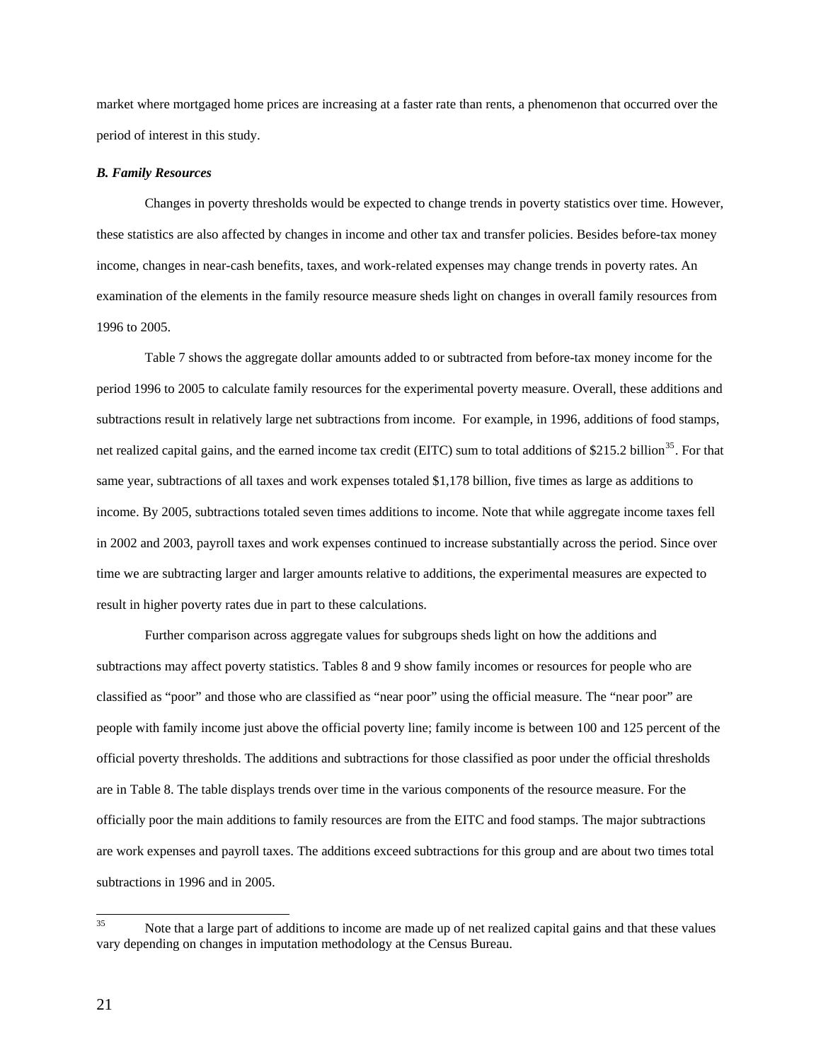market where mortgaged home prices are increasing at a faster rate than rents, a phenomenon that occurred over the period of interest in this study.

***B. Family Resources***

Changes in poverty thresholds would be expected to change trends in poverty statistics over time. However, these statistics are also affected by changes in income and other tax and transfer policies. Besides before-tax money income, changes in near-cash benefits, taxes, and work-related expenses may change trends in poverty rates. An examination of the elements in the family resource measure sheds light on changes in overall family resources from 1996 to 2005.

Table 7 shows the aggregate dollar amounts added to or subtracted from before-tax money income for the period 1996 to 2005 to calculate family resources for the experimental poverty measure. Overall, these additions and subtractions result in relatively large net subtractions from income. For example, in 1996, additions of food stamps, net realized capital gains, and the earned income tax credit (EITC) sum to total additions of $215.2 billion[35]. For that same year, subtractions of all taxes and work expenses totaled $1,178 billion, five times as large as additions to income. By 2005, subtractions totaled seven times additions to income. Note that while aggregate income taxes fell in 2002 and 2003, payroll taxes and work expenses continued to increase substantially across the period. Since over time we are subtracting larger and larger amounts relative to additions, the experimental measures are expected to result in higher poverty rates due in part to these calculations.

Further comparison across aggregate values for subgroups sheds light on how the additions and subtractions may affect poverty statistics. Tables 8 and 9 show family incomes or resources for people who are classified as "poor" and those who are classified as "near poor" using the official measure. The "near poor" are people with family income just above the official poverty line; family income is between 100 and 125 percent of the official poverty thresholds. The additions and subtractions for those classified as poor under the official thresholds are in Table 8. The table displays trends over time in the various components of the resource measure. For the officially poor the main additions to family resources are from the EITC and food stamps. The major subtractions are work expenses and payroll taxes. The additions exceed subtractions for this group and are about two times total subtractions in 1996 and in 2005.

[35] Note that a large part of additions to income are made up of net realized capital gains and that these values vary depending on changes in imputation methodology at the Census Bureau.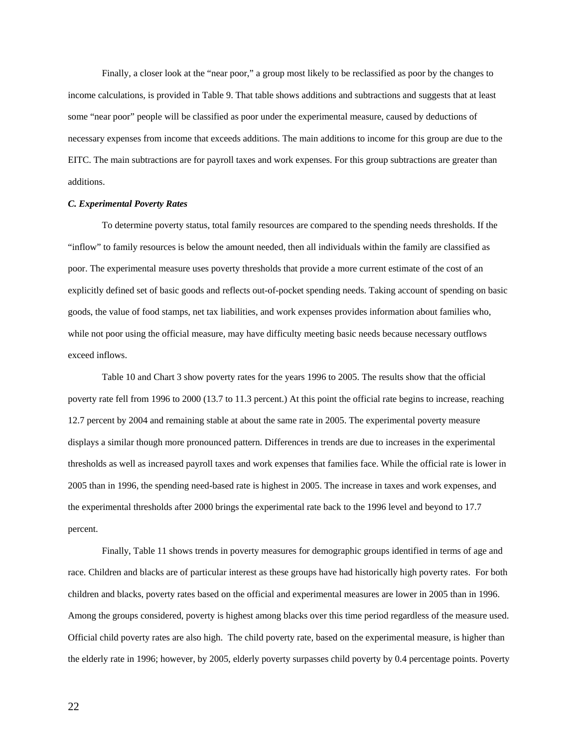Finally, a closer look at the "near poor," a group most likely to be reclassified as poor by the changes to income calculations, is provided in Table 9. That table shows additions and subtractions and suggests that at least some "near poor" people will be classified as poor under the experimental measure, caused by deductions of necessary expenses from income that exceeds additions. The main additions to income for this group are due to the EITC. The main subtractions are for payroll taxes and work expenses. For this group subtractions are greater than additions.

***C. Experimental Poverty Rates***

To determine poverty status, total family resources are compared to the spending needs thresholds. If the "inflow" to family resources is below the amount needed, then all individuals within the family are classified as poor. The experimental measure uses poverty thresholds that provide a more current estimate of the cost of an explicitly defined set of basic goods and reflects out-of-pocket spending needs. Taking account of spending on basic goods, the value of food stamps, net tax liabilities, and work expenses provides information about families who, while not poor using the official measure, may have difficulty meeting basic needs because necessary outflows exceed inflows.

Table 10 and Chart 3 show poverty rates for the years 1996 to 2005. The results show that the official poverty rate fell from 1996 to 2000 (13.7 to 11.3 percent.) At this point the official rate begins to increase, reaching 12.7 percent by 2004 and remaining stable at about the same rate in 2005. The experimental poverty measure displays a similar though more pronounced pattern. Differences in trends are due to increases in the experimental thresholds as well as increased payroll taxes and work expenses that families face. While the official rate is lower in 2005 than in 1996, the spending need-based rate is highest in 2005. The increase in taxes and work expenses, and the experimental thresholds after 2000 brings the experimental rate back to the 1996 level and beyond to 17.7 percent.

Finally, Table 11 shows trends in poverty measures for demographic groups identified in terms of age and race. Children and blacks are of particular interest as these groups have had historically high poverty rates. For both children and blacks, poverty rates based on the official and experimental measures are lower in 2005 than in 1996. Among the groups considered, poverty is highest among blacks over this time period regardless of the measure used. Official child poverty rates are also high. The child poverty rate, based on the experimental measure, is higher than the elderly rate in 1996; however, by 2005, elderly poverty surpasses child poverty by 0.4 percentage points. Poverty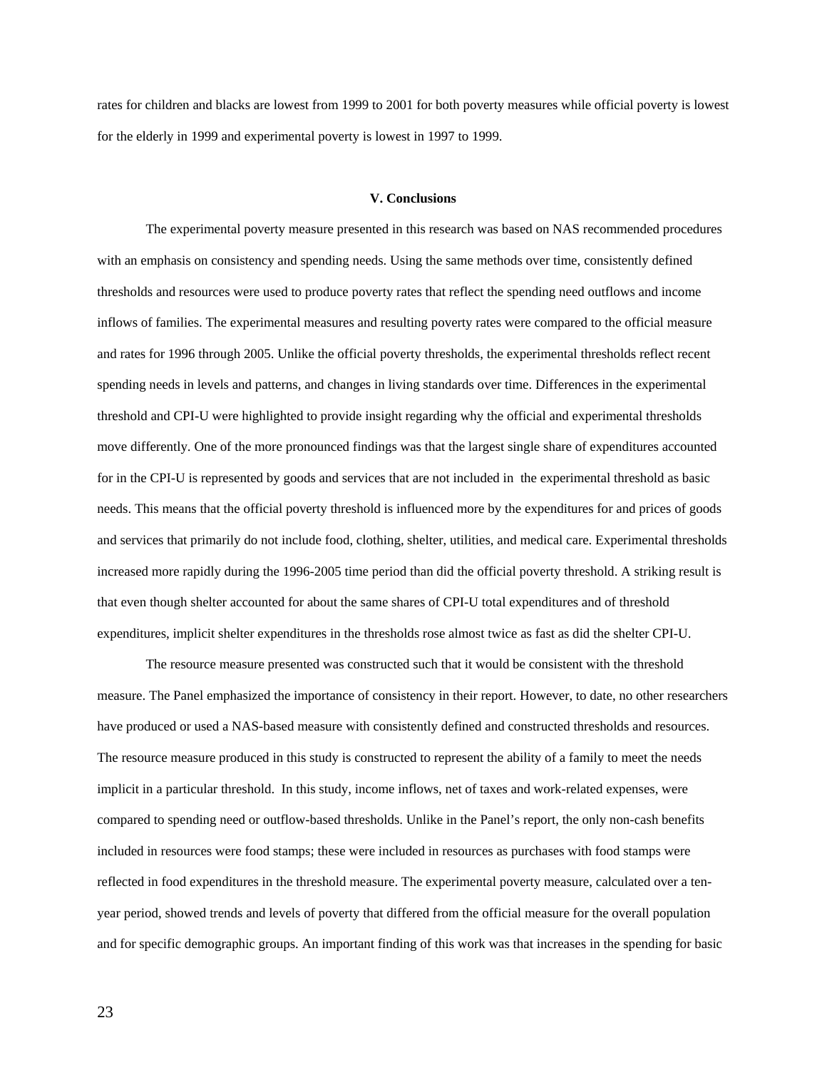rates for children and blacks are lowest from 1999 to 2001 for both poverty measures while official poverty is lowest for the elderly in 1999 and experimental poverty is lowest in 1997 to 1999.

## V. Conclusions

The experimental poverty measure presented in this research was based on NAS recommended procedures with an emphasis on consistency and spending needs. Using the same methods over time, consistently defined thresholds and resources were used to produce poverty rates that reflect the spending need outflows and income inflows of families. The experimental measures and resulting poverty rates were compared to the official measure and rates for 1996 through 2005. Unlike the official poverty thresholds, the experimental thresholds reflect recent spending needs in levels and patterns, and changes in living standards over time. Differences in the experimental threshold and CPI-U were highlighted to provide insight regarding why the official and experimental thresholds move differently. One of the more pronounced findings was that the largest single share of expenditures accounted for in the CPI-U is represented by goods and services that are not included in the experimental threshold as basic needs. This means that the official poverty threshold is influenced more by the expenditures for and prices of goods and services that primarily do not include food, clothing, shelter, utilities, and medical care. Experimental thresholds increased more rapidly during the 1996-2005 time period than did the official poverty threshold. A striking result is that even though shelter accounted for about the same shares of CPI-U total expenditures and of threshold expenditures, implicit shelter expenditures in the thresholds rose almost twice as fast as did the shelter CPI-U.

The resource measure presented was constructed such that it would be consistent with the threshold measure. The Panel emphasized the importance of consistency in their report. However, to date, no other researchers have produced or used a NAS-based measure with consistently defined and constructed thresholds and resources. The resource measure produced in this study is constructed to represent the ability of a family to meet the needs implicit in a particular threshold. In this study, income inflows, net of taxes and work-related expenses, were compared to spending need or outflow-based thresholds. Unlike in the Panel's report, the only non-cash benefits included in resources were food stamps; these were included in resources as purchases with food stamps were reflected in food expenditures in the threshold measure. The experimental poverty measure, calculated over a ten-year period, showed trends and levels of poverty that differed from the official measure for the overall population and for specific demographic groups. An important finding of this work was that increases in the spending for basic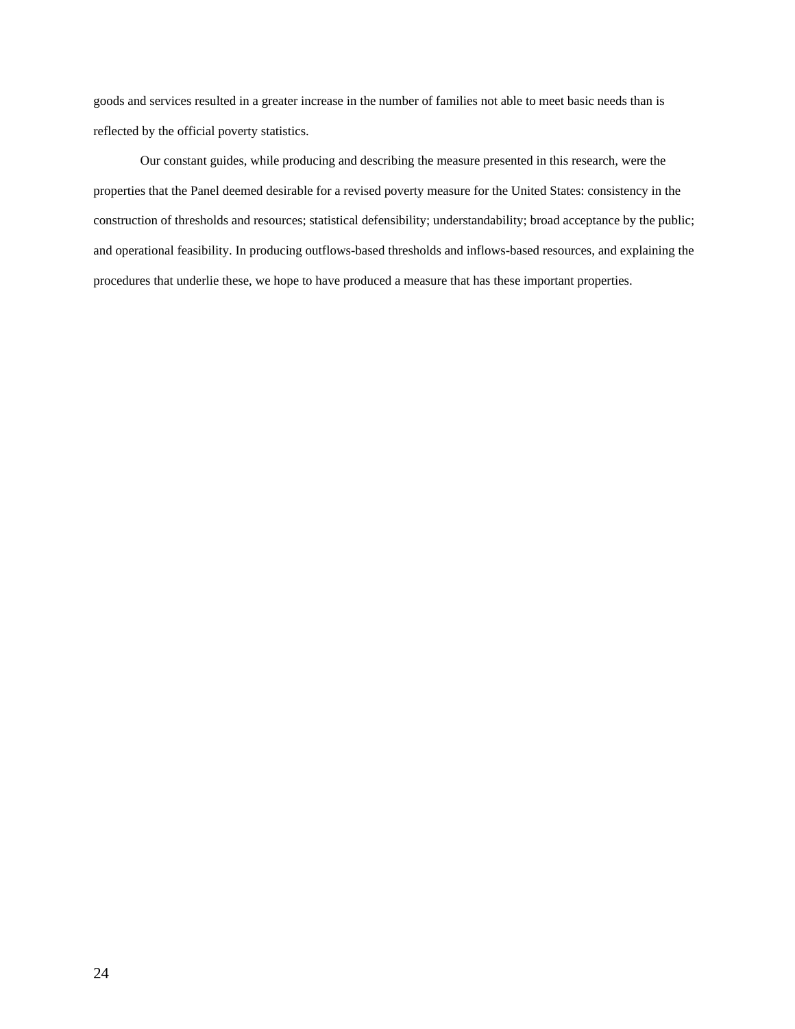goods and services resulted in a greater increase in the number of families not able to meet basic needs than is reflected by the official poverty statistics.

Our constant guides, while producing and describing the measure presented in this research, were the properties that the Panel deemed desirable for a revised poverty measure for the United States: consistency in the construction of thresholds and resources; statistical defensibility; understandability; broad acceptance by the public; and operational feasibility. In producing outflows-based thresholds and inflows-based resources, and explaining the procedures that underlie these, we hope to have produced a measure that has these important properties.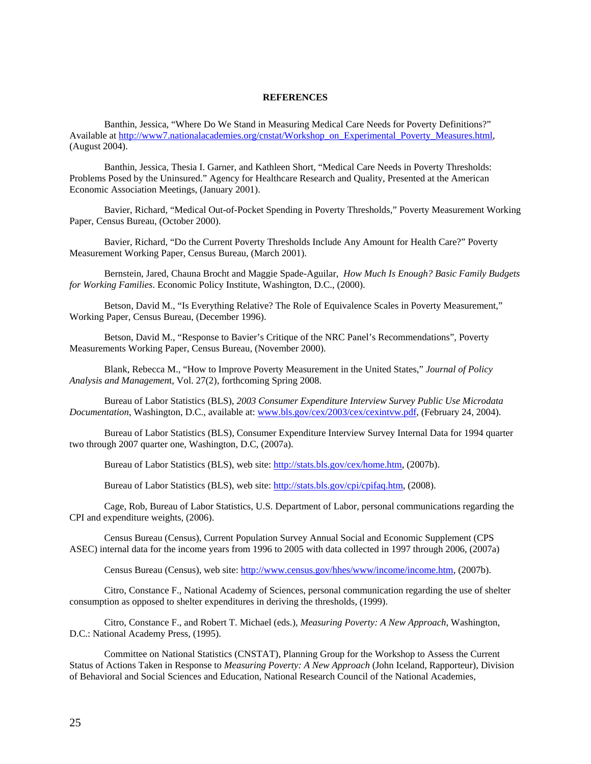**REFERENCES**

Banthin, Jessica, "Where Do We Stand in Measuring Medical Care Needs for Poverty Definitions?" Available at http://www7.nationalacademies.org/cnstat/Workshop_on_Experimental_Poverty_Measures.html, (August 2004).

Banthin, Jessica, Thesia I. Garner, and Kathleen Short, "Medical Care Needs in Poverty Thresholds: Problems Posed by the Uninsured." Agency for Healthcare Research and Quality, Presented at the American Economic Association Meetings, (January 2001).

Bavier, Richard, "Medical Out-of-Pocket Spending in Poverty Thresholds," Poverty Measurement Working Paper, Census Bureau, (October 2000).

Bavier, Richard, "Do the Current Poverty Thresholds Include Any Amount for Health Care?" Poverty Measurement Working Paper, Census Bureau, (March 2001).

Bernstein, Jared, Chauna Brocht and Maggie Spade-Aguilar, *How Much Is Enough? Basic Family Budgets for Working Families*. Economic Policy Institute, Washington, D.C., (2000).

Betson, David M., "Is Everything Relative? The Role of Equivalence Scales in Poverty Measurement," Working Paper, Census Bureau, (December 1996).

Betson, David M., "Response to Bavier's Critique of the NRC Panel's Recommendations", Poverty Measurements Working Paper, Census Bureau, (November 2000).

Blank, Rebecca M., "How to Improve Poverty Measurement in the United States," *Journal of Policy Analysis and Management*, Vol. 27(2), forthcoming Spring 2008.

Bureau of Labor Statistics (BLS), *2003 Consumer Expenditure Interview Survey Public Use Microdata Documentation*, Washington, D.C., available at: www.bls.gov/cex/2003/cex/cexintvw.pdf, (February 24, 2004).

Bureau of Labor Statistics (BLS), Consumer Expenditure Interview Survey Internal Data for 1994 quarter two through 2007 quarter one, Washington, D.C, (2007a).

Bureau of Labor Statistics (BLS), web site: http://stats.bls.gov/cex/home.htm, (2007b).

Bureau of Labor Statistics (BLS), web site: http://stats.bls.gov/cpi/cpifaq.htm, (2008).

Cage, Rob, Bureau of Labor Statistics, U.S. Department of Labor, personal communications regarding the CPI and expenditure weights, (2006).

Census Bureau (Census), Current Population Survey Annual Social and Economic Supplement (CPS ASEC) internal data for the income years from 1996 to 2005 with data collected in 1997 through 2006, (2007a)

Census Bureau (Census), web site: http://www.census.gov/hhes/www/income/income.htm, (2007b).

Citro, Constance F., National Academy of Sciences, personal communication regarding the use of shelter consumption as opposed to shelter expenditures in deriving the thresholds, (1999).

Citro, Constance F., and Robert T. Michael (eds.), *Measuring Poverty: A New Approach*, Washington, D.C.: National Academy Press, (1995).

Committee on National Statistics (CNSTAT), Planning Group for the Workshop to Assess the Current Status of Actions Taken in Response to *Measuring Poverty: A New Approach* (John Iceland, Rapporteur), Division of Behavioral and Social Sciences and Education, National Research Council of the National Academies,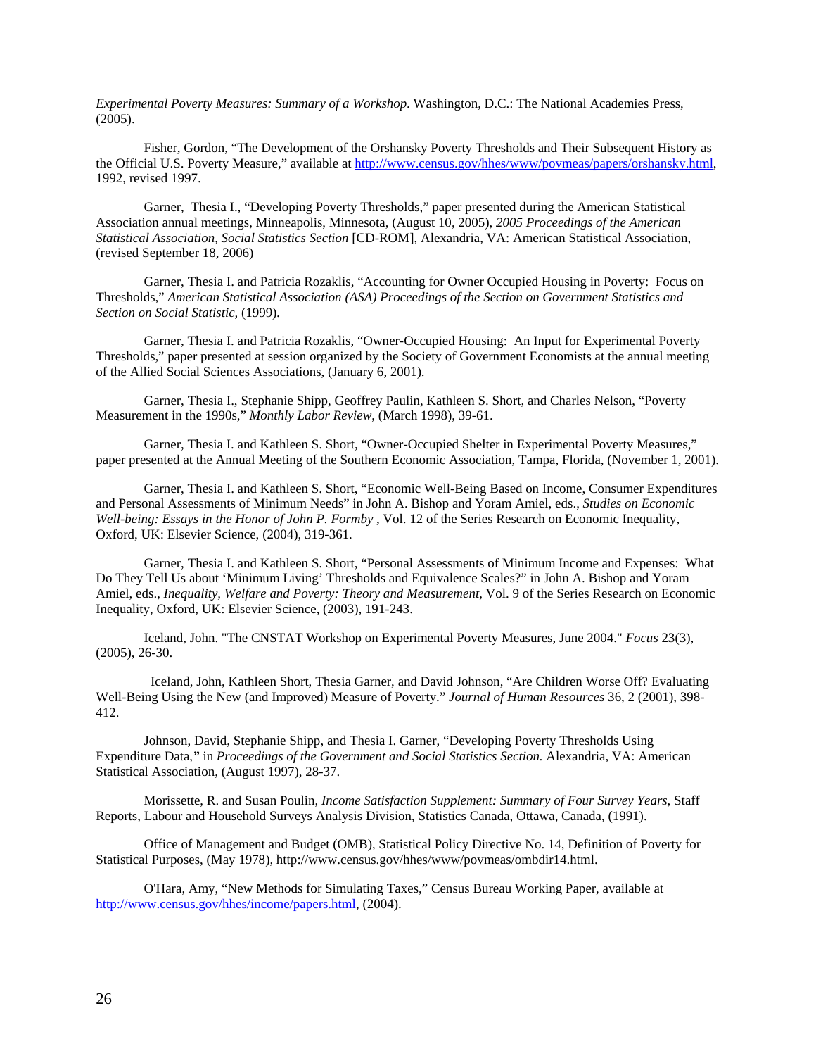*Experimental Poverty Measures: Summary of a Workshop.* Washington, D.C.: The National Academies Press, (2005).

Fisher, Gordon, "The Development of the Orshansky Poverty Thresholds and Their Subsequent History as the Official U.S. Poverty Measure," available at http://www.census.gov/hhes/www/povmeas/papers/orshansky.html, 1992, revised 1997.

Garner, Thesia I., "Developing Poverty Thresholds," paper presented during the American Statistical Association annual meetings, Minneapolis, Minnesota, (August 10, 2005), *2005 Proceedings of the American Statistical Association, Social Statistics Section* [CD-ROM], Alexandria, VA: American Statistical Association, (revised September 18, 2006)

Garner, Thesia I. and Patricia Rozaklis, "Accounting for Owner Occupied Housing in Poverty: Focus on Thresholds," *American Statistical Association (ASA) Proceedings of the Section on Government Statistics and Section on Social Statistic,* (1999).

Garner, Thesia I. and Patricia Rozaklis, "Owner-Occupied Housing: An Input for Experimental Poverty Thresholds," paper presented at session organized by the Society of Government Economists at the annual meeting of the Allied Social Sciences Associations, (January 6, 2001).

Garner, Thesia I., Stephanie Shipp, Geoffrey Paulin, Kathleen S. Short, and Charles Nelson, "Poverty Measurement in the 1990s," *Monthly Labor Review*, (March 1998), 39-61.

Garner, Thesia I. and Kathleen S. Short, "Owner-Occupied Shelter in Experimental Poverty Measures," paper presented at the Annual Meeting of the Southern Economic Association, Tampa, Florida, (November 1, 2001).

Garner, Thesia I. and Kathleen S. Short, "Economic Well-Being Based on Income, Consumer Expenditures and Personal Assessments of Minimum Needs" in John A. Bishop and Yoram Amiel, eds., *Studies on Economic Well-being: Essays in the Honor of John P. Formby* , Vol. 12 of the Series Research on Economic Inequality, Oxford, UK: Elsevier Science, (2004), 319-361.

Garner, Thesia I. and Kathleen S. Short, "Personal Assessments of Minimum Income and Expenses: What Do They Tell Us about 'Minimum Living' Thresholds and Equivalence Scales?" in John A. Bishop and Yoram Amiel, eds., *Inequality, Welfare and Poverty: Theory and Measurement,* Vol. 9 of the Series Research on Economic Inequality, Oxford, UK: Elsevier Science, (2003), 191-243.

Iceland, John. "The CNSTAT Workshop on Experimental Poverty Measures, June 2004." *Focus* 23(3), (2005), 26-30.

Iceland, John, Kathleen Short, Thesia Garner, and David Johnson, "Are Children Worse Off? Evaluating Well-Being Using the New (and Improved) Measure of Poverty." *Journal of Human Resources* 36, 2 (2001), 398-412.

Johnson, David, Stephanie Shipp, and Thesia I. Garner, "Developing Poverty Thresholds Using Expenditure Data," in *Proceedings of the Government and Social Statistics Section.* Alexandria, VA: American Statistical Association, (August 1997), 28-37.

Morissette, R. and Susan Poulin, *Income Satisfaction Supplement: Summary of Four Survey Years*, Staff Reports, Labour and Household Surveys Analysis Division, Statistics Canada, Ottawa, Canada, (1991).

Office of Management and Budget (OMB), Statistical Policy Directive No. 14, Definition of Poverty for Statistical Purposes, (May 1978), http://www.census.gov/hhes/www/povmeas/ombdir14.html.

O'Hara, Amy, "New Methods for Simulating Taxes," Census Bureau Working Paper, available at http://www.census.gov/hhes/income/papers.html, (2004).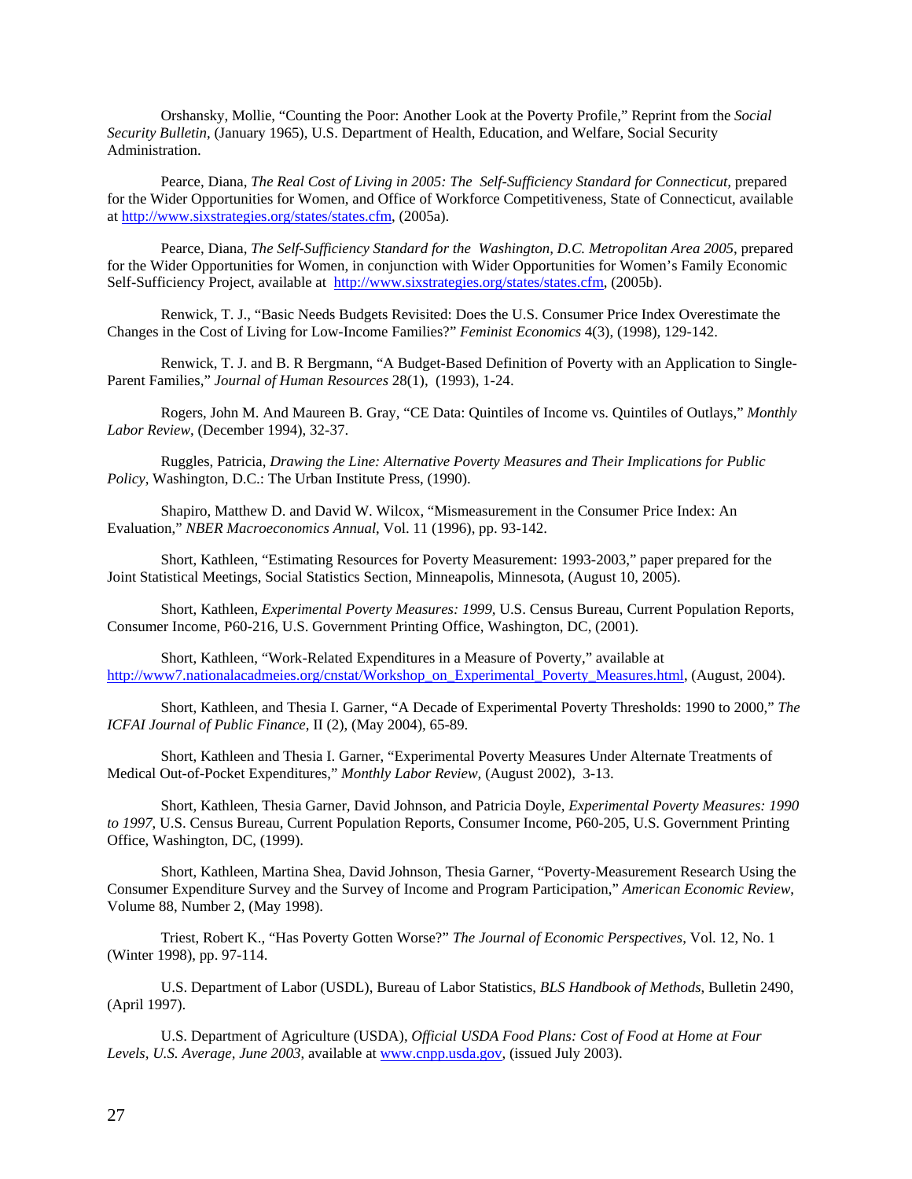Orshansky, Mollie, "Counting the Poor: Another Look at the Poverty Profile," Reprint from the *Social Security Bulletin*, (January 1965), U.S. Department of Health, Education, and Welfare, Social Security Administration.

Pearce, Diana, *The Real Cost of Living in 2005: The Self-Sufficiency Standard for Connecticut*, prepared for the Wider Opportunities for Women, and Office of Workforce Competitiveness, State of Connecticut, available at http://www.sixstrategies.org/states/states.cfm, (2005a).

Pearce, Diana, *The Self-Sufficiency Standard for the Washington, D.C. Metropolitan Area 2005*, prepared for the Wider Opportunities for Women, in conjunction with Wider Opportunities for Women's Family Economic Self-Sufficiency Project, available at http://www.sixstrategies.org/states/states.cfm, (2005b).

Renwick, T. J., "Basic Needs Budgets Revisited: Does the U.S. Consumer Price Index Overestimate the Changes in the Cost of Living for Low-Income Families?" *Feminist Economics* 4(3), (1998), 129-142.

Renwick, T. J. and B. R Bergmann, "A Budget-Based Definition of Poverty with an Application to Single-Parent Families," *Journal of Human Resources* 28(1), (1993), 1-24.

Rogers, John M. And Maureen B. Gray, "CE Data: Quintiles of Income vs. Quintiles of Outlays," *Monthly Labor Review*, (December 1994), 32-37.

Ruggles, Patricia, *Drawing the Line: Alternative Poverty Measures and Their Implications for Public Policy*, Washington, D.C.: The Urban Institute Press, (1990).

Shapiro, Matthew D. and David W. Wilcox, "Mismeasurement in the Consumer Price Index: An Evaluation," *NBER Macroeconomics Annual*, Vol. 11 (1996), pp. 93-142.

Short, Kathleen, "Estimating Resources for Poverty Measurement: 1993-2003," paper prepared for the Joint Statistical Meetings, Social Statistics Section, Minneapolis, Minnesota, (August 10, 2005).

Short, Kathleen, *Experimental Poverty Measures: 1999*, U.S. Census Bureau, Current Population Reports, Consumer Income, P60-216, U.S. Government Printing Office, Washington, DC, (2001).

Short, Kathleen, "Work-Related Expenditures in a Measure of Poverty," available at http://www7.nationalacadmeies.org/cnstat/Workshop_on_Experimental_Poverty_Measures.html, (August, 2004).

Short, Kathleen, and Thesia I. Garner, "A Decade of Experimental Poverty Thresholds: 1990 to 2000," *The ICFAI Journal of Public Finance*, II (2), (May 2004), 65-89.

Short, Kathleen and Thesia I. Garner, "Experimental Poverty Measures Under Alternate Treatments of Medical Out-of-Pocket Expenditures," *Monthly Labor Review*, (August 2002), 3-13.

Short, Kathleen, Thesia Garner, David Johnson, and Patricia Doyle, *Experimental Poverty Measures: 1990 to 1997*, U.S. Census Bureau, Current Population Reports, Consumer Income, P60-205, U.S. Government Printing Office, Washington, DC, (1999).

Short, Kathleen, Martina Shea, David Johnson, Thesia Garner, "Poverty-Measurement Research Using the Consumer Expenditure Survey and the Survey of Income and Program Participation," *American Economic Review*, Volume 88, Number 2, (May 1998).

Triest, Robert K., "Has Poverty Gotten Worse?" *The Journal of Economic Perspectives*, Vol. 12, No. 1 (Winter 1998), pp. 97-114.

U.S. Department of Labor (USDL), Bureau of Labor Statistics, *BLS Handbook of Methods*, Bulletin 2490, (April 1997).

U.S. Department of Agriculture (USDA), *Official USDA Food Plans: Cost of Food at Home at Four Levels, U.S. Average, June 2003*, available at www.cnpp.usda.gov, (issued July 2003).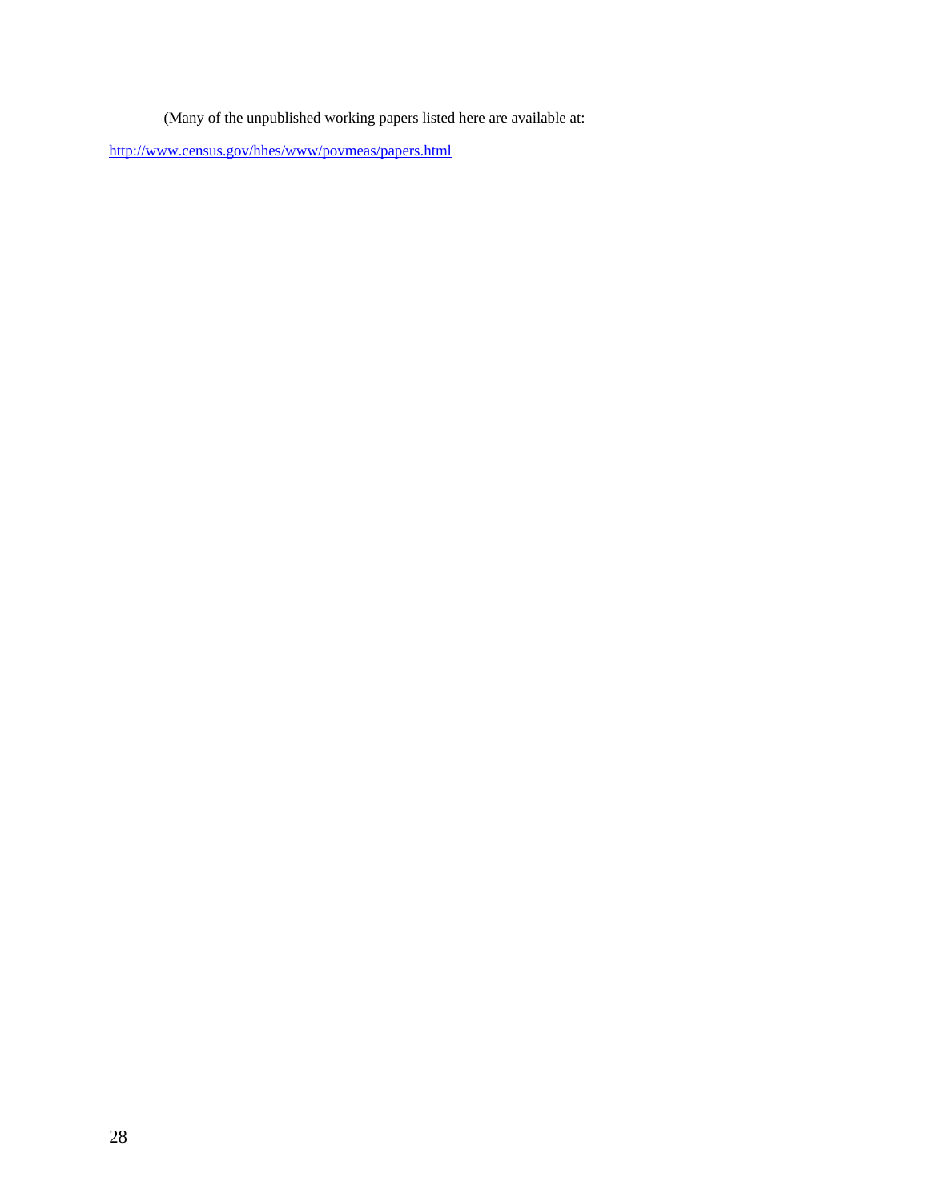(Many of the unpublished working papers listed here are available at:

http://www.census.gov/hhes/www/povmeas/papers.html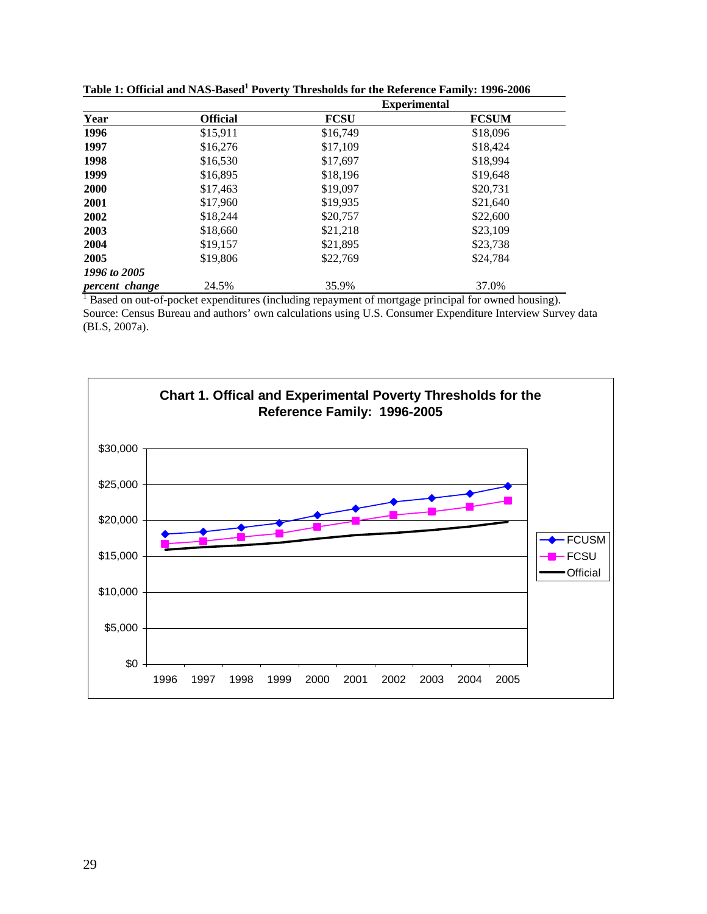**Table 1: Official and NAS-Based[1] Poverty Thresholds for the Reference Family: 1996-2006**

| Year | Official | Experimental | |
|---|---|---|---|
| | | **FCSU** | **FCSUM** |
| **1996** | $15,911 | $16,749 | $18,096 |
| **1997** | $16,276 | $17,109 | $18,424 |
| **1998** | $16,530 | $17,697 | $18,994 |
| **1999** | $16,895 | $18,196 | $19,648 |
| **2000** | $17,463 | $19,097 | $20,731 |
| **2001** | $17,960 | $19,935 | $21,640 |
| **2002** | $18,244 | $20,757 | $22,600 |
| **2003** | $18,660 | $21,218 | $23,109 |
| **2004** | $19,157 | $21,895 | $23,738 |
| **2005** | $19,806 | $22,769 | $24,784 |
| ***1996 to 2005 percent change*** | 24.5% | 35.9% | 37.0% |

[1] Based on out-of-pocket expenditures (including repayment of mortgage principal for owned housing).
Source: Census Bureau and authors' own calculations using U.S. Consumer Expenditure Interview Survey data (BLS, 2007a).

**Chart 1. Offical and Experimental Poverty Thresholds for the Reference Family: 1996-2005**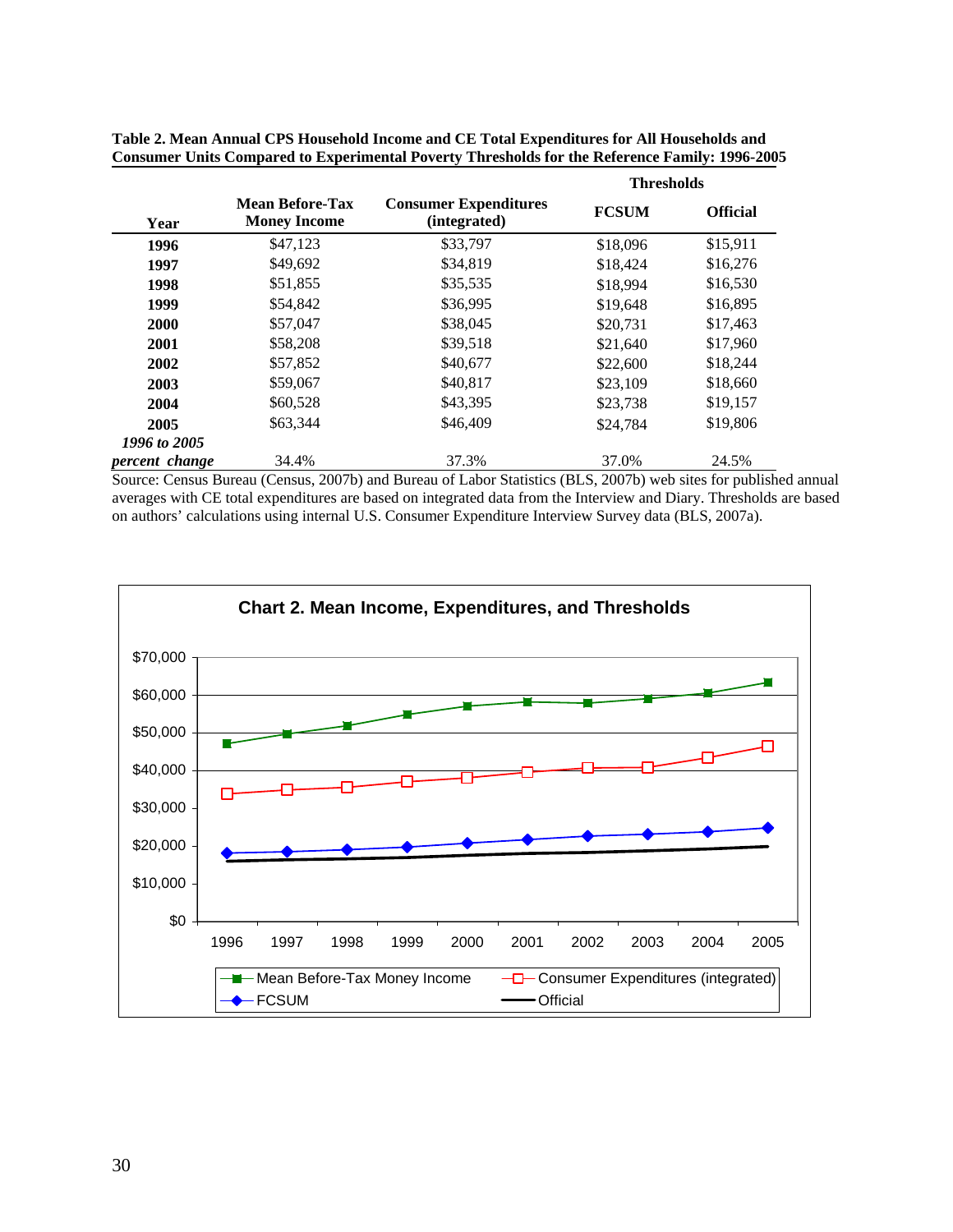**Table 2. Mean Annual CPS Household Income and CE Total Expenditures for All Households and Consumer Units Compared to Experimental Poverty Thresholds for the Reference Family: 1996-2005**

| Year | Mean Before-Tax Money Income | Consumer Expenditures (integrated) | Thresholds | |
|---|---|---|---|---|
| | | | FCSUM | Official |
| **1996** | $47,123 | $33,797 | $18,096 | $15,911 |
| **1997** | $49,692 | $34,819 | $18,424 | $16,276 |
| **1998** | $51,855 | $35,535 | $18,994 | $16,530 |
| **1999** | $54,842 | $36,995 | $19,648 | $16,895 |
| **2000** | $57,047 | $38,045 | $20,731 | $17,463 |
| **2001** | $58,208 | $39,518 | $21,640 | $17,960 |
| **2002** | $57,852 | $40,677 | $22,600 | $18,244 |
| **2003** | $59,067 | $40,817 | $23,109 | $18,660 |
| **2004** | $60,528 | $43,395 | $23,738 | $19,157 |
| **2005** | $63,344 | $46,409 | $24,784 | $19,806 |
| ***1996 to 2005 percent change*** | 34.4% | 37.3% | 37.0% | 24.5% |

Source: Census Bureau (Census, 2007b) and Bureau of Labor Statistics (BLS, 2007b) web sites for published annual averages with CE total expenditures are based on integrated data from the Interview and Diary. Thresholds are based on authors' calculations using internal U.S. Consumer Expenditure Interview Survey data (BLS, 2007a).

**Chart 2. Mean Income, Expenditures, and Thresholds**

| Year | Mean Before-Tax Money Income | Consumer Expenditures (integrated) | FCSUM | Official |
|---|---|---|---|---|
| 1996 | $47,123 | $33,797 | $18,096 | $15,911 |
| 1997 | $49,692 | $34,819 | $18,424 | $16,276 |
| 1998 | $51,855 | $35,535 | $18,994 | $16,530 |
| 1999 | $54,842 | $36,995 | $19,648 | $16,895 |
| 2000 | $57,047 | $38,045 | $20,731 | $17,463 |
| 2001 | $58,208 | $39,518 | $21,640 | $17,960 |
| 2002 | $57,852 | $40,677 | $22,600 | $18,244 |
| 2003 | $59,067 | $40,817 | $23,109 | $18,660 |
| 2004 | $60,528 | $43,395 | $23,738 | $19,157 |
| 2005 | $63,344 | $46,409 | $24,784 | $19,806 |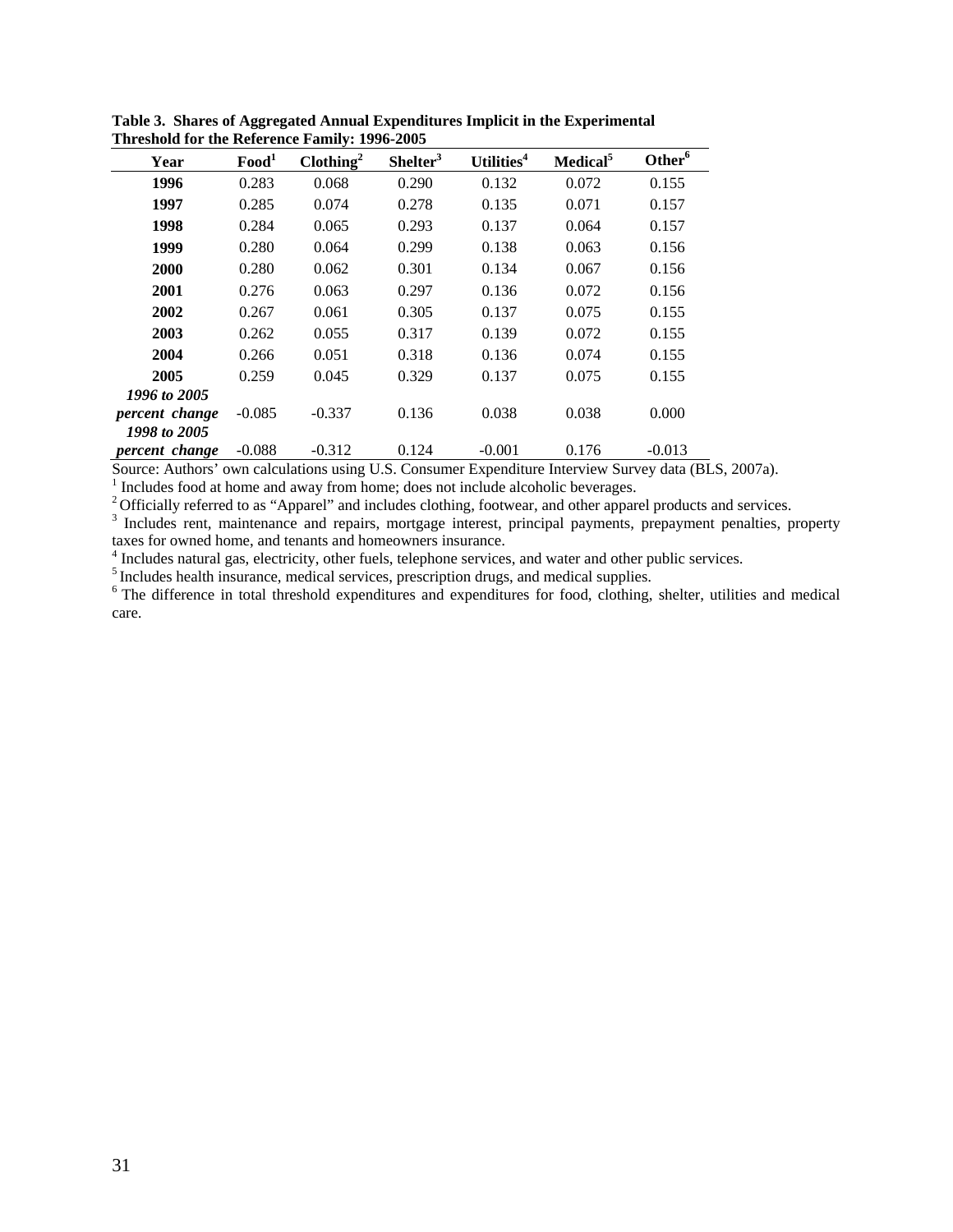**Table 3. Shares of Aggregated Annual Expenditures Implicit in the Experimental Threshold for the Reference Family: 1996-2005**

| Year | Food[1] | Clothing[2] | Shelter[3] | Utilities[4] | Medical[5] | Other[6] |
|---|---|---|---|---|---|---|
| **1996** | 0.283 | 0.068 | 0.290 | 0.132 | 0.072 | 0.155 |
| **1997** | 0.285 | 0.074 | 0.278 | 0.135 | 0.071 | 0.157 |
| **1998** | 0.284 | 0.065 | 0.293 | 0.137 | 0.064 | 0.157 |
| **1999** | 0.280 | 0.064 | 0.299 | 0.138 | 0.063 | 0.156 |
| **2000** | 0.280 | 0.062 | 0.301 | 0.134 | 0.067 | 0.156 |
| **2001** | 0.276 | 0.063 | 0.297 | 0.136 | 0.072 | 0.156 |
| **2002** | 0.267 | 0.061 | 0.305 | 0.137 | 0.075 | 0.155 |
| **2003** | 0.262 | 0.055 | 0.317 | 0.139 | 0.072 | 0.155 |
| **2004** | 0.266 | 0.051 | 0.318 | 0.136 | 0.074 | 0.155 |
| **2005** | 0.259 | 0.045 | 0.329 | 0.137 | 0.075 | 0.155 |
| ***1996 to 2005 percent change*** | -0.085 | -0.337 | 0.136 | 0.038 | 0.038 | 0.000 |
| ***1998 to 2005 percent change*** | -0.088 | -0.312 | 0.124 | -0.001 | 0.176 | -0.013 |

Source: Authors' own calculations using U.S. Consumer Expenditure Interview Survey data (BLS, 2007a).

[1] Includes food at home and away from home; does not include alcoholic beverages.

[2] Officially referred to as "Apparel" and includes clothing, footwear, and other apparel products and services.

[3] Includes rent, maintenance and repairs, mortgage interest, principal payments, prepayment penalties, property taxes for owned home, and tenants and homeowners insurance.

[4] Includes natural gas, electricity, other fuels, telephone services, and water and other public services.

[5] Includes health insurance, medical services, prescription drugs, and medical supplies.

[6] The difference in total threshold expenditures and expenditures for food, clothing, shelter, utilities and medical care.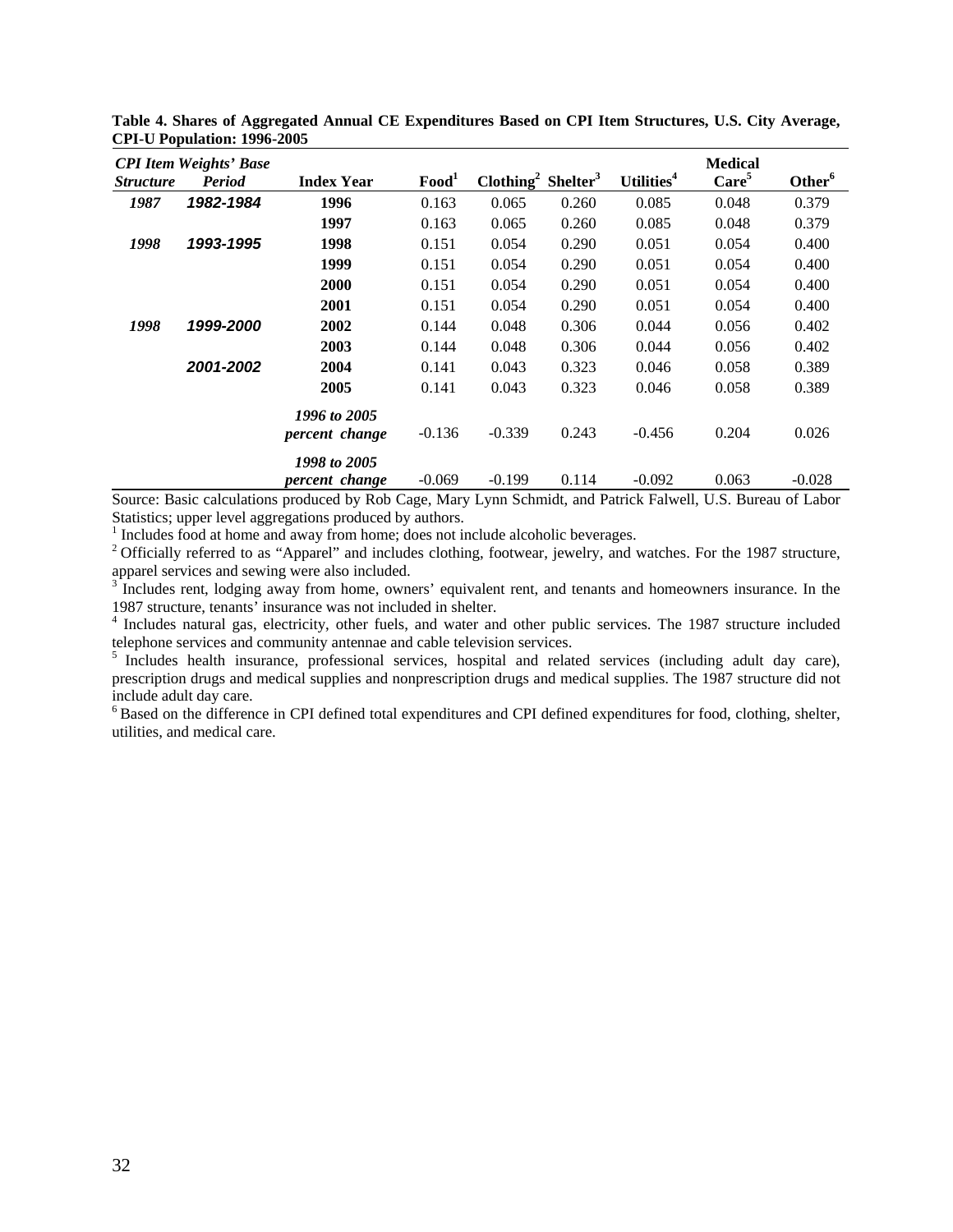**Table 4. Shares of Aggregated Annual CE Expenditures Based on CPI Item Structures, U.S. City Average, CPI-U Population: 1996-2005**

| *CPI Item Weights' Base* | | | | | | | | |
|---|---|---|---|---|---|---|---|---|
| ***Structure*** | ***Period*** | **Index Year** | **Food**[1] | **Clothing**[2] | **Shelter**[3] | **Utilities**[4] | **Medical Care**[5] | **Other**[6] |
| ***1987*** | ***1982-1984*** | **1996** | 0.163 | 0.065 | 0.260 | 0.085 | 0.048 | 0.379 |
| | | **1997** | 0.163 | 0.065 | 0.260 | 0.085 | 0.048 | 0.379 |
| ***1998*** | ***1993-1995*** | **1998** | 0.151 | 0.054 | 0.290 | 0.051 | 0.054 | 0.400 |
| | | **1999** | 0.151 | 0.054 | 0.290 | 0.051 | 0.054 | 0.400 |
| | | **2000** | 0.151 | 0.054 | 0.290 | 0.051 | 0.054 | 0.400 |
| | | **2001** | 0.151 | 0.054 | 0.290 | 0.051 | 0.054 | 0.400 |
| ***1998*** | ***1999-2000*** | **2002** | 0.144 | 0.048 | 0.306 | 0.044 | 0.056 | 0.402 |
| | | **2003** | 0.144 | 0.048 | 0.306 | 0.044 | 0.056 | 0.402 |
| | ***2001-2002*** | **2004** | 0.141 | 0.043 | 0.323 | 0.046 | 0.058 | 0.389 |
| | | **2005** | 0.141 | 0.043 | 0.323 | 0.046 | 0.058 | 0.389 |
| | | ***1996 to 2005 percent change*** | -0.136 | -0.339 | 0.243 | -0.456 | 0.204 | 0.026 |
| | | ***1998 to 2005 percent change*** | -0.069 | -0.199 | 0.114 | -0.092 | 0.063 | -0.028 |

Source: Basic calculations produced by Rob Cage, Mary Lynn Schmidt, and Patrick Falwell, U.S. Bureau of Labor Statistics; upper level aggregations produced by authors.

[1] Includes food at home and away from home; does not include alcoholic beverages.

[2] Officially referred to as "Apparel" and includes clothing, footwear, jewelry, and watches. For the 1987 structure, apparel services and sewing were also included.

[3] Includes rent, lodging away from home, owners' equivalent rent, and tenants and homeowners insurance. In the 1987 structure, tenants' insurance was not included in shelter.

[4] Includes natural gas, electricity, other fuels, and water and other public services. The 1987 structure included telephone services and community antennae and cable television services.

[5] Includes health insurance, professional services, hospital and related services (including adult day care), prescription drugs and medical supplies and nonprescription drugs and medical supplies. The 1987 structure did not include adult day care.

[6] Based on the difference in CPI defined total expenditures and CPI defined expenditures for food, clothing, shelter, utilities, and medical care.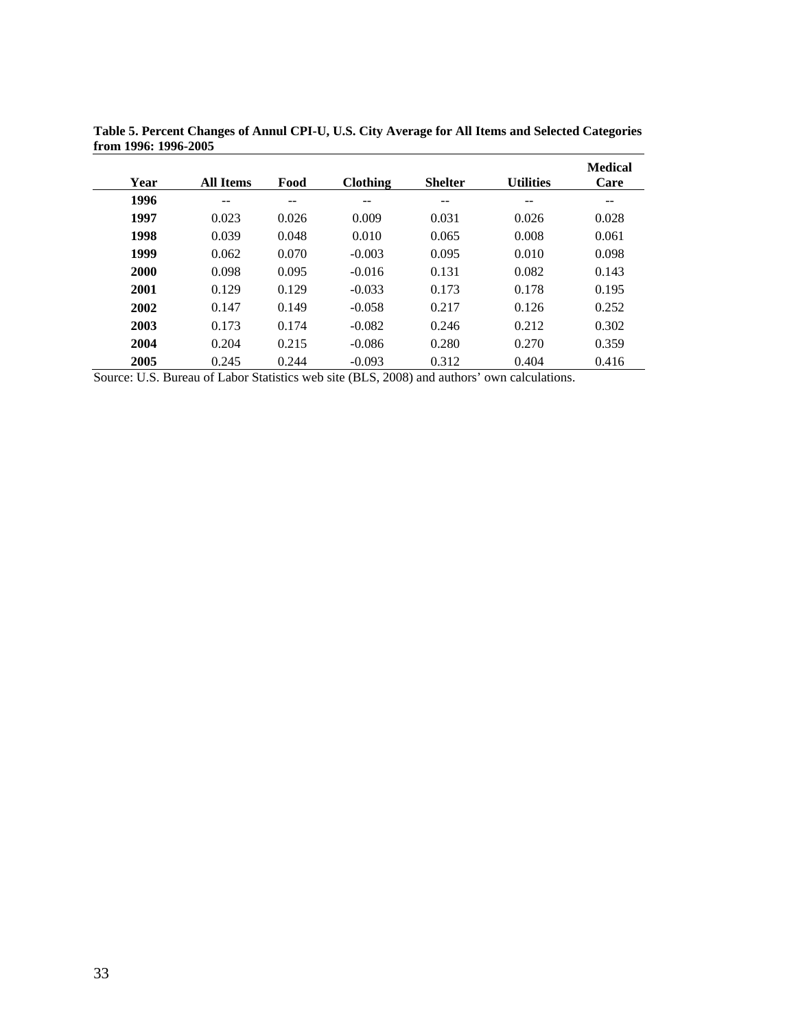**Table 5. Percent Changes of Annul CPI-U, U.S. City Average for All Items and Selected Categories from 1996: 1996-2005**

| Year | All Items | Food | Clothing | Shelter | Utilities | Medical Care |
|---|---|---|---|---|---|---|
| **1996** | -- | -- | -- | -- | -- | -- |
| **1997** | 0.023 | 0.026 | 0.009 | 0.031 | 0.026 | 0.028 |
| **1998** | 0.039 | 0.048 | 0.010 | 0.065 | 0.008 | 0.061 |
| **1999** | 0.062 | 0.070 | -0.003 | 0.095 | 0.010 | 0.098 |
| **2000** | 0.098 | 0.095 | -0.016 | 0.131 | 0.082 | 0.143 |
| **2001** | 0.129 | 0.129 | -0.033 | 0.173 | 0.178 | 0.195 |
| **2002** | 0.147 | 0.149 | -0.058 | 0.217 | 0.126 | 0.252 |
| **2003** | 0.173 | 0.174 | -0.082 | 0.246 | 0.212 | 0.302 |
| **2004** | 0.204 | 0.215 | -0.086 | 0.280 | 0.270 | 0.359 |
| **2005** | 0.245 | 0.244 | -0.093 | 0.312 | 0.404 | 0.416 |

Source: U.S. Bureau of Labor Statistics web site (BLS, 2008) and authors' own calculations.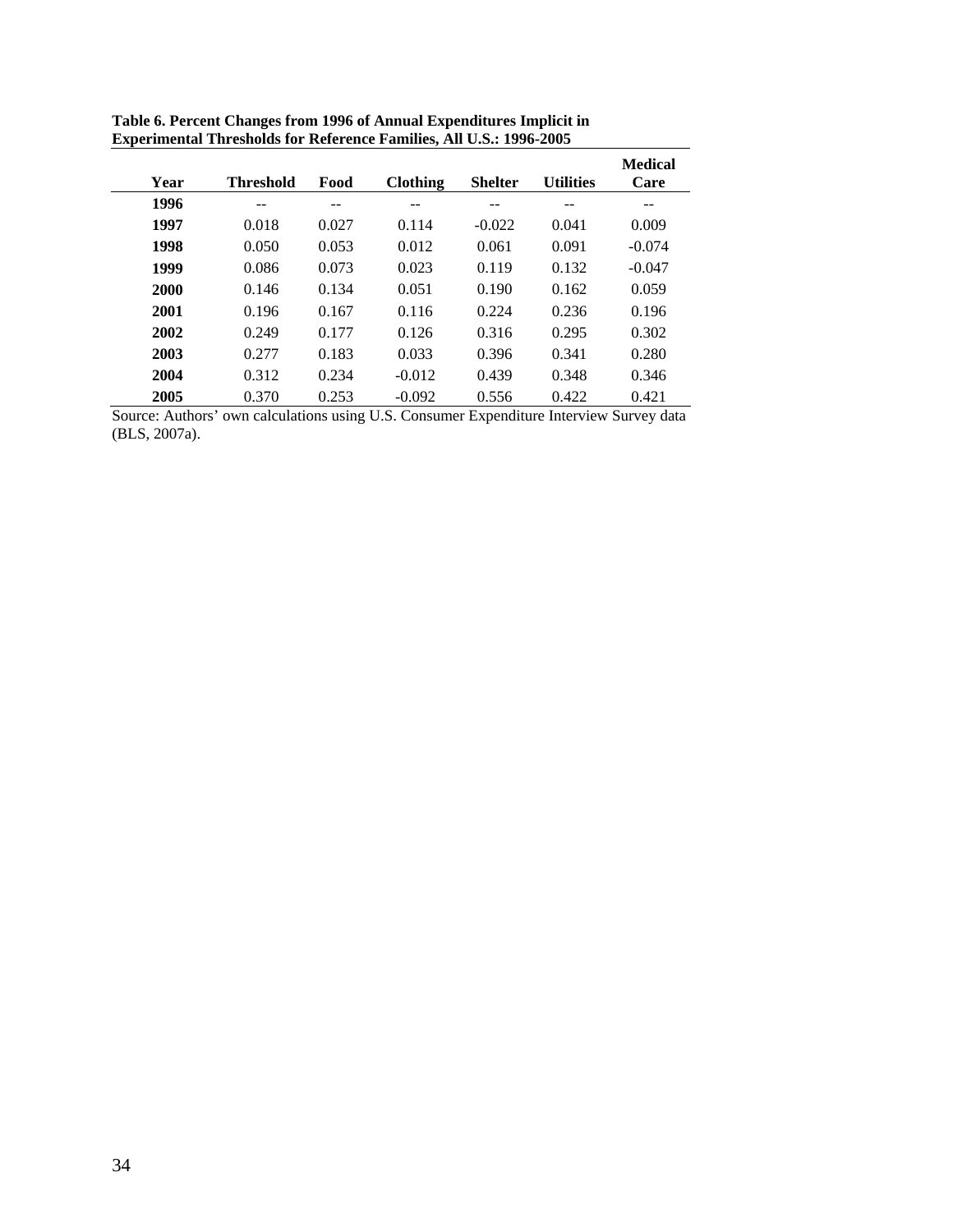**Table 6. Percent Changes from 1996 of Annual Expenditures Implicit in Experimental Thresholds for Reference Families, All U.S.: 1996-2005**

| Year | Threshold | Food | Clothing | Shelter | Utilities | Medical Care |
|---|---|---|---|---|---|---|
| **1996** | -- | -- | -- | -- | -- | -- |
| **1997** | 0.018 | 0.027 | 0.114 | -0.022 | 0.041 | 0.009 |
| **1998** | 0.050 | 0.053 | 0.012 | 0.061 | 0.091 | -0.074 |
| **1999** | 0.086 | 0.073 | 0.023 | 0.119 | 0.132 | -0.047 |
| **2000** | 0.146 | 0.134 | 0.051 | 0.190 | 0.162 | 0.059 |
| **2001** | 0.196 | 0.167 | 0.116 | 0.224 | 0.236 | 0.196 |
| **2002** | 0.249 | 0.177 | 0.126 | 0.316 | 0.295 | 0.302 |
| **2003** | 0.277 | 0.183 | 0.033 | 0.396 | 0.341 | 0.280 |
| **2004** | 0.312 | 0.234 | -0.012 | 0.439 | 0.348 | 0.346 |
| **2005** | 0.370 | 0.253 | -0.092 | 0.556 | 0.422 | 0.421 |

Source: Authors' own calculations using U.S. Consumer Expenditure Interview Survey data (BLS, 2007a).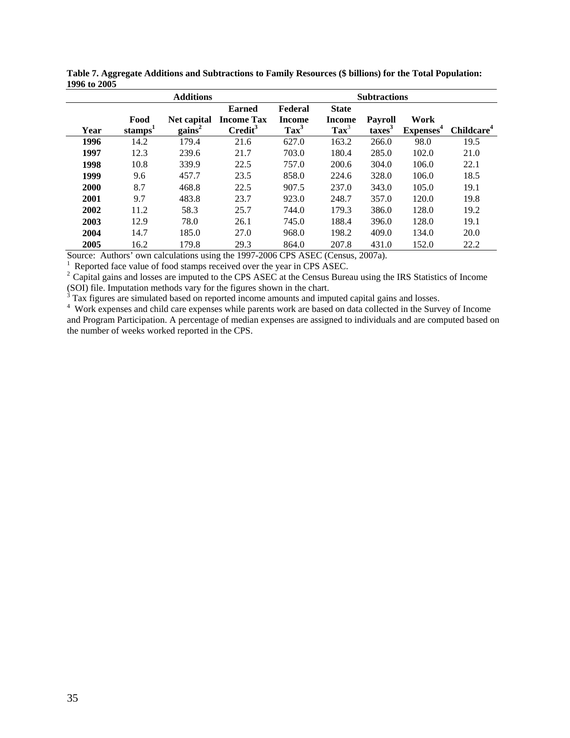**Table 7. Aggregate Additions and Subtractions to Family Resources ($ billions) for the Total Population: 1996 to 2005**

| | Additions | | | Subtractions | | | | |
|---|---|---|---|---|---|---|---|---|
| Year | Food stamps[1] | Net capital gains[2] | Earned Income Tax Credit[3] | Federal Income Tax[3] | State Income Tax[3] | Payroll taxes[3] | Work Expenses[4] | Childcare[4] |
| 1996 | 14.2 | 179.4 | 21.6 | 627.0 | 163.2 | 266.0 | 98.0 | 19.5 |
| 1997 | 12.3 | 239.6 | 21.7 | 703.0 | 180.4 | 285.0 | 102.0 | 21.0 |
| 1998 | 10.8 | 339.9 | 22.5 | 757.0 | 200.6 | 304.0 | 106.0 | 22.1 |
| 1999 | 9.6 | 457.7 | 23.5 | 858.0 | 224.6 | 328.0 | 106.0 | 18.5 |
| 2000 | 8.7 | 468.8 | 22.5 | 907.5 | 237.0 | 343.0 | 105.0 | 19.1 |
| 2001 | 9.7 | 483.8 | 23.7 | 923.0 | 248.7 | 357.0 | 120.0 | 19.8 |
| 2002 | 11.2 | 58.3 | 25.7 | 744.0 | 179.3 | 386.0 | 128.0 | 19.2 |
| 2003 | 12.9 | 78.0 | 26.1 | 745.0 | 188.4 | 396.0 | 128.0 | 19.1 |
| 2004 | 14.7 | 185.0 | 27.0 | 968.0 | 198.2 | 409.0 | 134.0 | 20.0 |
| 2005 | 16.2 | 179.8 | 29.3 | 864.0 | 207.8 | 431.0 | 152.0 | 22.2 |

Source: Authors' own calculations using the 1997-2006 CPS ASEC (Census, 2007a).

[1] Reported face value of food stamps received over the year in CPS ASEC.

[2] Capital gains and losses are imputed to the CPS ASEC at the Census Bureau using the IRS Statistics of Income (SOI) file. Imputation methods vary for the figures shown in the chart.

[3] Tax figures are simulated based on reported income amounts and imputed capital gains and losses.

[4] Work expenses and child care expenses while parents work are based on data collected in the Survey of Income and Program Participation. A percentage of median expenses are assigned to individuals and are computed based on the number of weeks worked reported in the CPS.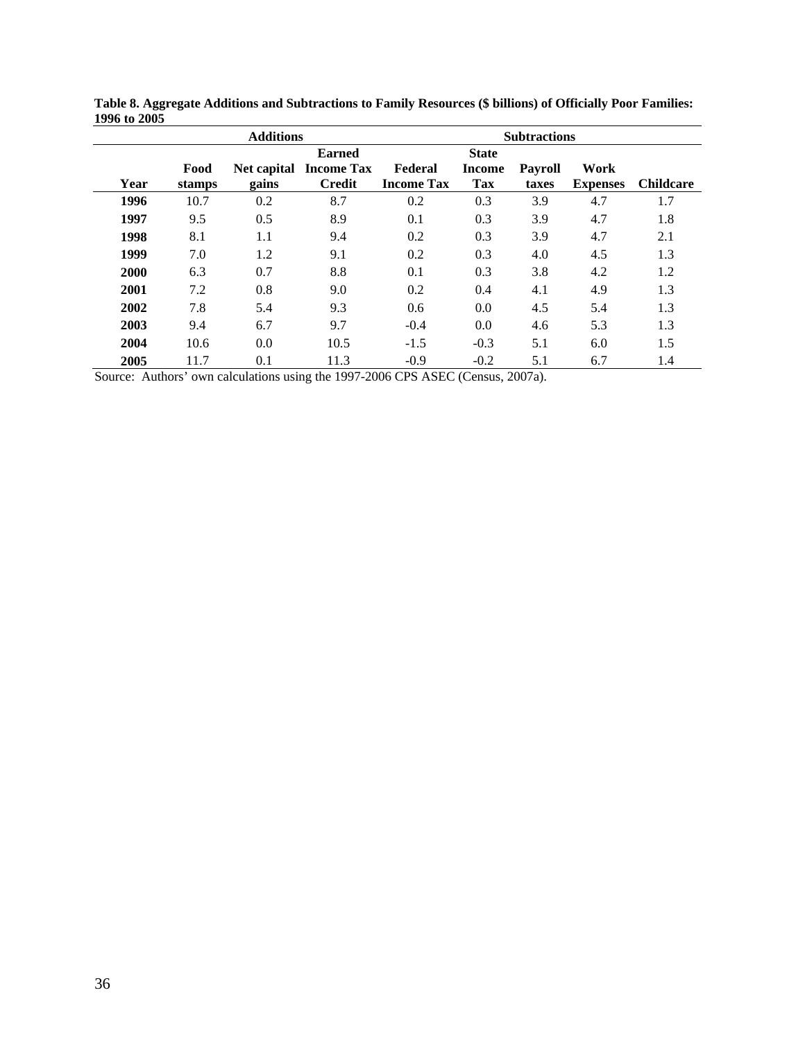**Table 8. Aggregate Additions and Subtractions to Family Resources ($ billions) of Officially Poor Families: 1996 to 2005**

| | Additions | | | Subtractions | | | | |
|---|---|---|---|---|---|---|---|---|
| Year | Food stamps | Net capital gains | Earned Income Tax Credit | Federal Income Tax | State Income Tax | Payroll taxes | Work Expenses | Childcare |
| **1996** | 10.7 | 0.2 | 8.7 | 0.2 | 0.3 | 3.9 | 4.7 | 1.7 |
| **1997** | 9.5 | 0.5 | 8.9 | 0.1 | 0.3 | 3.9 | 4.7 | 1.8 |
| **1998** | 8.1 | 1.1 | 9.4 | 0.2 | 0.3 | 3.9 | 4.7 | 2.1 |
| **1999** | 7.0 | 1.2 | 9.1 | 0.2 | 0.3 | 4.0 | 4.5 | 1.3 |
| **2000** | 6.3 | 0.7 | 8.8 | 0.1 | 0.3 | 3.8 | 4.2 | 1.2 |
| **2001** | 7.2 | 0.8 | 9.0 | 0.2 | 0.4 | 4.1 | 4.9 | 1.3 |
| **2002** | 7.8 | 5.4 | 9.3 | 0.6 | 0.0 | 4.5 | 5.4 | 1.3 |
| **2003** | 9.4 | 6.7 | 9.7 | -0.4 | 0.0 | 4.6 | 5.3 | 1.3 |
| **2004** | 10.6 | 0.0 | 10.5 | -1.5 | -0.3 | 5.1 | 6.0 | 1.5 |
| **2005** | 11.7 | 0.1 | 11.3 | -0.9 | -0.2 | 5.1 | 6.7 | 1.4 |

Source: Authors' own calculations using the 1997-2006 CPS ASEC (Census, 2007a).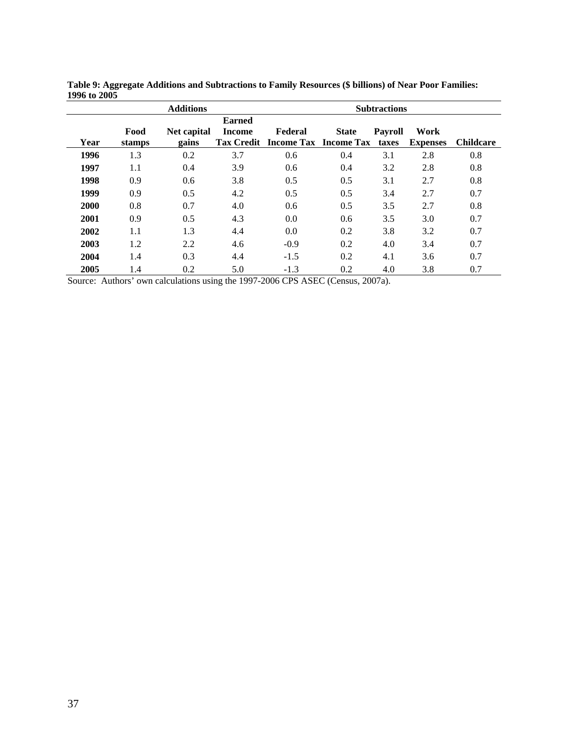**Table 9: Aggregate Additions and Subtractions to Family Resources ($ billions) of Near Poor Families: 1996 to 2005**

| | Additions | | | Subtractions | | | | |
|---|---|---|---|---|---|---|---|---|
| Year | Food stamps | Net capital gains | Earned Income Tax Credit | Federal Income Tax | State Income Tax | Payroll taxes | Work Expenses | Childcare |
| **1996** | 1.3 | 0.2 | 3.7 | 0.6 | 0.4 | 3.1 | 2.8 | 0.8 |
| **1997** | 1.1 | 0.4 | 3.9 | 0.6 | 0.4 | 3.2 | 2.8 | 0.8 |
| **1998** | 0.9 | 0.6 | 3.8 | 0.5 | 0.5 | 3.1 | 2.7 | 0.8 |
| **1999** | 0.9 | 0.5 | 4.2 | 0.5 | 0.5 | 3.4 | 2.7 | 0.7 |
| **2000** | 0.8 | 0.7 | 4.0 | 0.6 | 0.5 | 3.5 | 2.7 | 0.8 |
| **2001** | 0.9 | 0.5 | 4.3 | 0.0 | 0.6 | 3.5 | 3.0 | 0.7 |
| **2002** | 1.1 | 1.3 | 4.4 | 0.0 | 0.2 | 3.8 | 3.2 | 0.7 |
| **2003** | 1.2 | 2.2 | 4.6 | -0.9 | 0.2 | 4.0 | 3.4 | 0.7 |
| **2004** | 1.4 | 0.3 | 4.4 | -1.5 | 0.2 | 4.1 | 3.6 | 0.7 |
| **2005** | 1.4 | 0.2 | 5.0 | -1.3 | 0.2 | 4.0 | 3.8 | 0.7 |

Source: Authors' own calculations using the 1997-2006 CPS ASEC (Census, 2007a).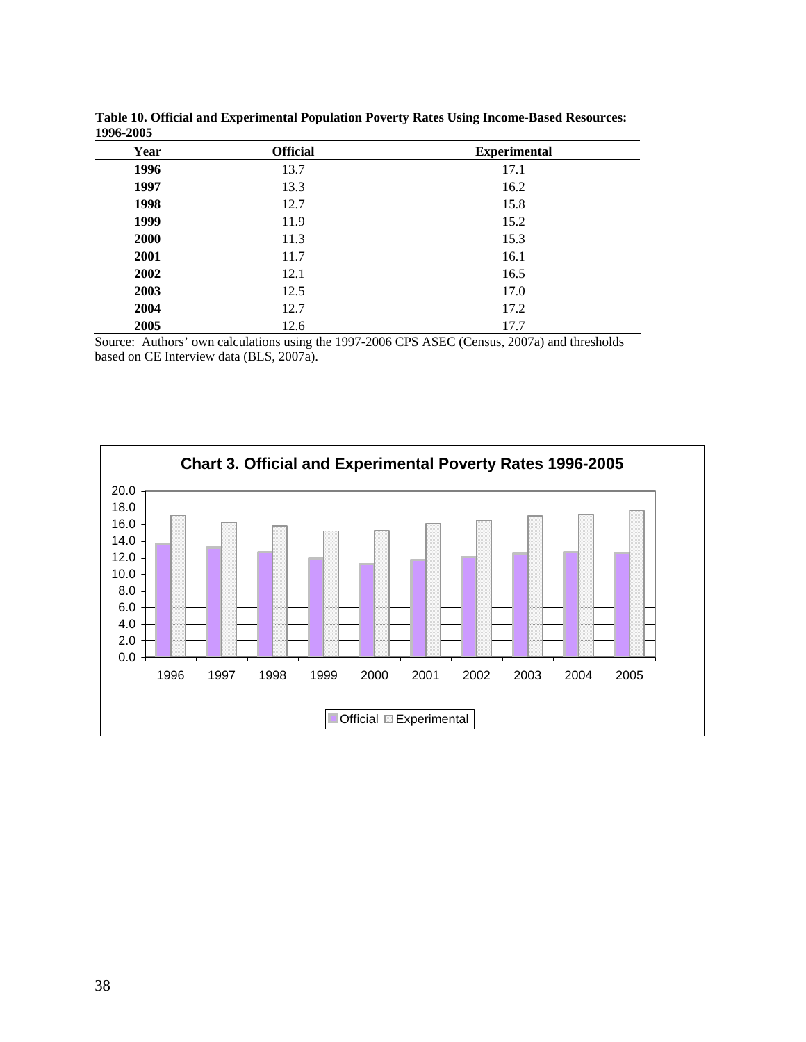**Table 10. Official and Experimental Population Poverty Rates Using Income-Based Resources: 1996-2005**

| Year | Official | Experimental |
|---|---|---|
| **1996** | 13.7 | 17.1 |
| **1997** | 13.3 | 16.2 |
| **1998** | 12.7 | 15.8 |
| **1999** | 11.9 | 15.2 |
| **2000** | 11.3 | 15.3 |
| **2001** | 11.7 | 16.1 |
| **2002** | 12.1 | 16.5 |
| **2003** | 12.5 | 17.0 |
| **2004** | 12.7 | 17.2 |
| **2005** | 12.6 | 17.7 |

Source: Authors' own calculations using the 1997-2006 CPS ASEC (Census, 2007a) and thresholds based on CE Interview data (BLS, 2007a).

**Chart 3. Official and Experimental Poverty Rates 1996-2005**

| Year | Official | Experimental |
|---|---|---|
| 1996 | 13.7 | 17.1 |
| 1997 | 13.3 | 16.2 |
| 1998 | 12.7 | 15.8 |
| 1999 | 11.9 | 15.2 |
| 2000 | 11.3 | 15.3 |
| 2001 | 11.7 | 16.1 |
| 2002 | 12.1 | 16.5 |
| 2003 | 12.5 | 17.0 |
| 2004 | 12.7 | 17.2 |
| 2005 | 12.6 | 17.7 |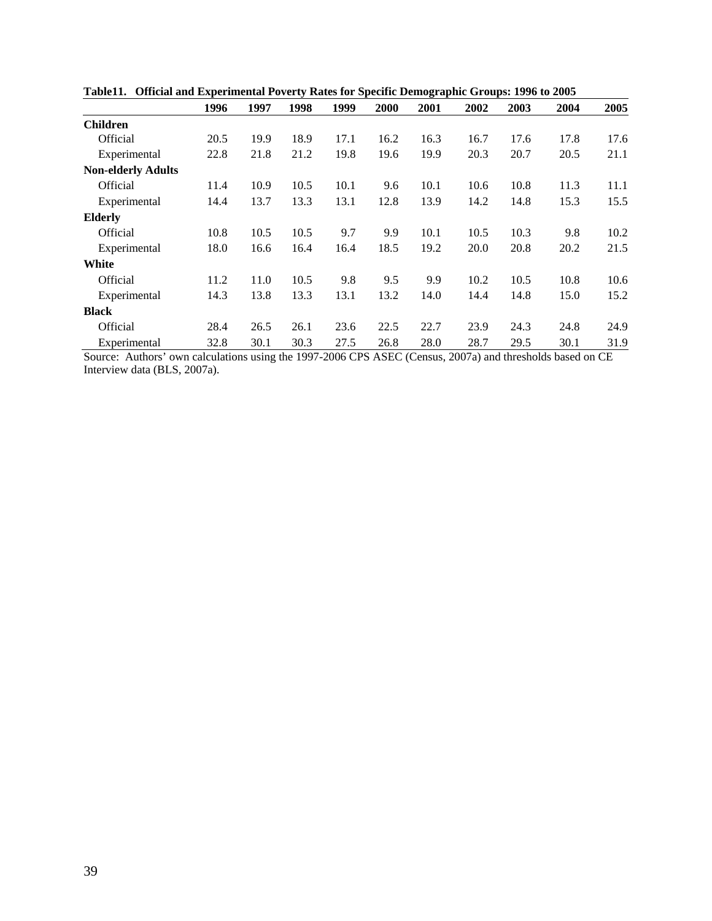**Table11. Official and Experimental Poverty Rates for Specific Demographic Groups: 1996 to 2005**

| | 1996 | 1997 | 1998 | 1999 | 2000 | 2001 | 2002 | 2003 | 2004 | 2005 |
|---|---|---|---|---|---|---|---|---|---|---|
| **Children** | | | | | | | | | | |
| Official | 20.5 | 19.9 | 18.9 | 17.1 | 16.2 | 16.3 | 16.7 | 17.6 | 17.8 | 17.6 |
| Experimental | 22.8 | 21.8 | 21.2 | 19.8 | 19.6 | 19.9 | 20.3 | 20.7 | 20.5 | 21.1 |
| **Non-elderly Adults** | | | | | | | | | | |
| Official | 11.4 | 10.9 | 10.5 | 10.1 | 9.6 | 10.1 | 10.6 | 10.8 | 11.3 | 11.1 |
| Experimental | 14.4 | 13.7 | 13.3 | 13.1 | 12.8 | 13.9 | 14.2 | 14.8 | 15.3 | 15.5 |
| **Elderly** | | | | | | | | | | |
| Official | 10.8 | 10.5 | 10.5 | 9.7 | 9.9 | 10.1 | 10.5 | 10.3 | 9.8 | 10.2 |
| Experimental | 18.0 | 16.6 | 16.4 | 16.4 | 18.5 | 19.2 | 20.0 | 20.8 | 20.2 | 21.5 |
| **White** | | | | | | | | | | |
| Official | 11.2 | 11.0 | 10.5 | 9.8 | 9.5 | 9.9 | 10.2 | 10.5 | 10.8 | 10.6 |
| Experimental | 14.3 | 13.8 | 13.3 | 13.1 | 13.2 | 14.0 | 14.4 | 14.8 | 15.0 | 15.2 |
| **Black** | | | | | | | | | | |
| Official | 28.4 | 26.5 | 26.1 | 23.6 | 22.5 | 22.7 | 23.9 | 24.3 | 24.8 | 24.9 |
| Experimental | 32.8 | 30.1 | 30.3 | 27.5 | 26.8 | 28.0 | 28.7 | 29.5 | 30.1 | 31.9 |

Source: Authors' own calculations using the 1997-2006 CPS ASEC (Census, 2007a) and thresholds based on CE Interview data (BLS, 2007a).